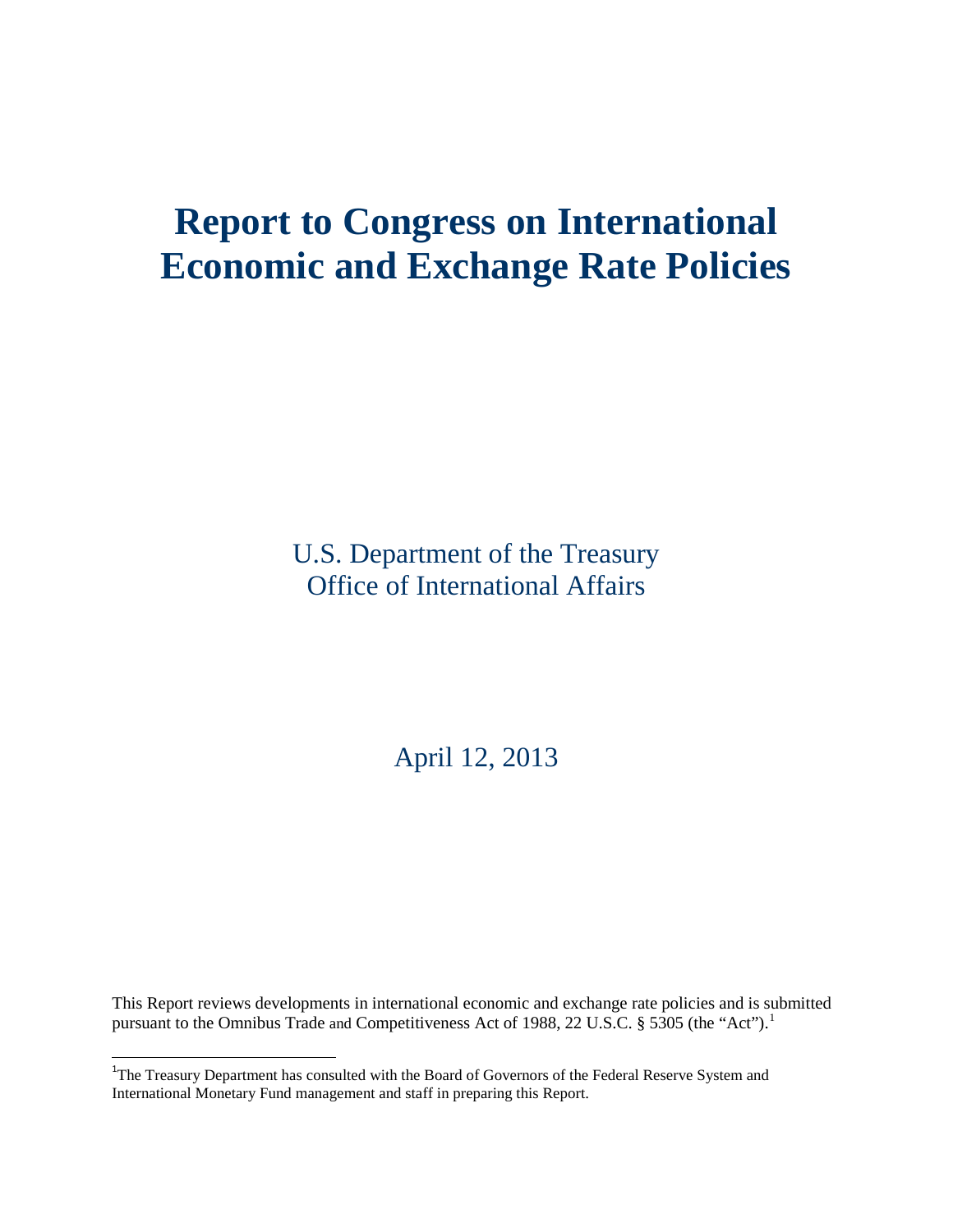# Report to Congress on International Economic and Exchange Rate Policies

U.S. Department of the Treasury
Office of International Affairs

April 12, 2013

This Report reviews developments in international economic and exchange rate policies and is submitted pursuant to the Omnibus Trade and Competitiveness Act of 1988, 22 U.S.C. § 5305 (the "Act").[1]

[1]The Treasury Department has consulted with the Board of Governors of the Federal Reserve System and International Monetary Fund management and staff in preparing this Report.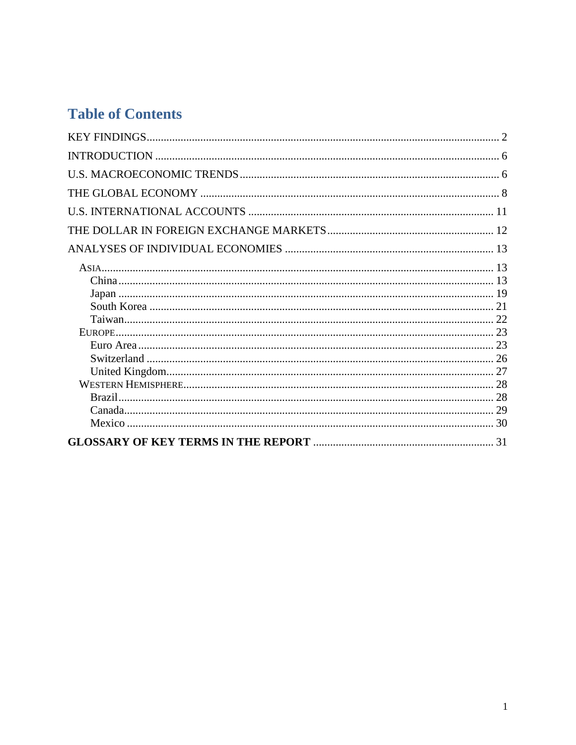## Table of Contents

KEY FINDINGS ........................................................................................................................ 2

INTRODUCTION ...................................................................................................................... 6

U.S. MACROECONOMIC TRENDS .......................................................................................... 6

THE GLOBAL ECONOMY ........................................................................................................ 8

U.S. INTERNATIONAL ACCOUNTS ...................................................................................... 11

THE DOLLAR IN FOREIGN EXCHANGE MARKETS .......................................................... 12

ANALYSES OF INDIVIDUAL ECONOMIES ......................................................................... 13

- ASIA ......................................................................................................................... 13
  - China ..................................................................................................................... 13
  - Japan ..................................................................................................................... 19
  - South Korea ........................................................................................................... 21
  - Taiwan ................................................................................................................... 22
- EUROPE .................................................................................................................... 23
  - Euro Area .............................................................................................................. 23
  - Switzerland ............................................................................................................ 26
  - United Kingdom .................................................................................................... 27
- WESTERN HEMISPHERE ........................................................................................... 28
  - Brazil ..................................................................................................................... 28
  - Canada ................................................................................................................... 29
  - Mexico ................................................................................................................... 30

**GLOSSARY OF KEY TERMS IN THE REPORT** ................................................................. 31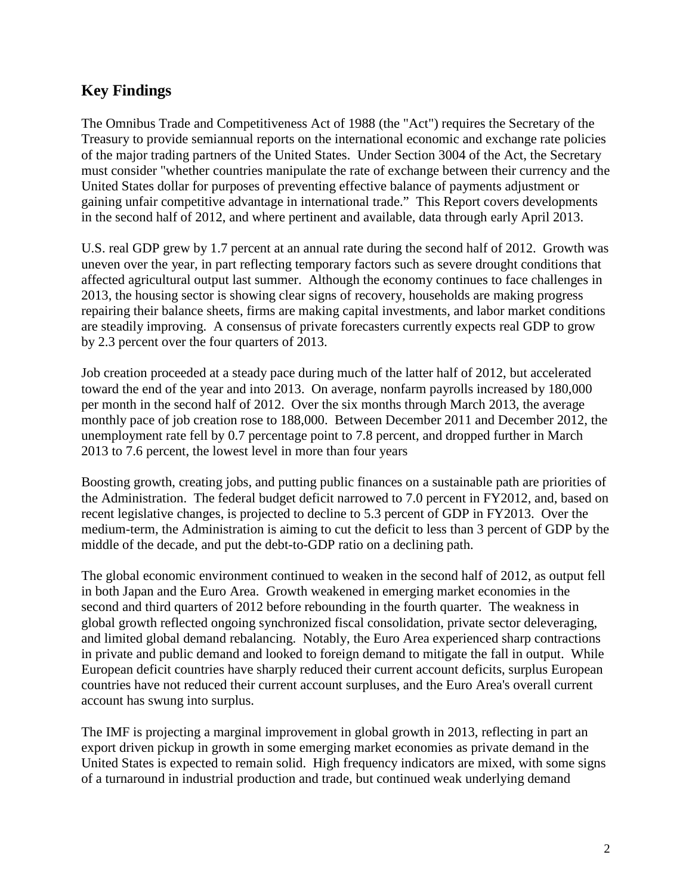## Key Findings

The Omnibus Trade and Competitiveness Act of 1988 (the "Act") requires the Secretary of the Treasury to provide semiannual reports on the international economic and exchange rate policies of the major trading partners of the United States. Under Section 3004 of the Act, the Secretary must consider "whether countries manipulate the rate of exchange between their currency and the United States dollar for purposes of preventing effective balance of payments adjustment or gaining unfair competitive advantage in international trade." This Report covers developments in the second half of 2012, and where pertinent and available, data through early April 2013.

U.S. real GDP grew by 1.7 percent at an annual rate during the second half of 2012. Growth was uneven over the year, in part reflecting temporary factors such as severe drought conditions that affected agricultural output last summer. Although the economy continues to face challenges in 2013, the housing sector is showing clear signs of recovery, households are making progress repairing their balance sheets, firms are making capital investments, and labor market conditions are steadily improving. A consensus of private forecasters currently expects real GDP to grow by 2.3 percent over the four quarters of 2013.

Job creation proceeded at a steady pace during much of the latter half of 2012, but accelerated toward the end of the year and into 2013. On average, nonfarm payrolls increased by 180,000 per month in the second half of 2012. Over the six months through March 2013, the average monthly pace of job creation rose to 188,000. Between December 2011 and December 2012, the unemployment rate fell by 0.7 percentage point to 7.8 percent, and dropped further in March 2013 to 7.6 percent, the lowest level in more than four years

Boosting growth, creating jobs, and putting public finances on a sustainable path are priorities of the Administration. The federal budget deficit narrowed to 7.0 percent in FY2012, and, based on recent legislative changes, is projected to decline to 5.3 percent of GDP in FY2013. Over the medium-term, the Administration is aiming to cut the deficit to less than 3 percent of GDP by the middle of the decade, and put the debt-to-GDP ratio on a declining path.

The global economic environment continued to weaken in the second half of 2012, as output fell in both Japan and the Euro Area. Growth weakened in emerging market economies in the second and third quarters of 2012 before rebounding in the fourth quarter. The weakness in global growth reflected ongoing synchronized fiscal consolidation, private sector deleveraging, and limited global demand rebalancing. Notably, the Euro Area experienced sharp contractions in private and public demand and looked to foreign demand to mitigate the fall in output. While European deficit countries have sharply reduced their current account deficits, surplus European countries have not reduced their current account surpluses, and the Euro Area's overall current account has swung into surplus.

The IMF is projecting a marginal improvement in global growth in 2013, reflecting in part an export driven pickup in growth in some emerging market economies as private demand in the United States is expected to remain solid. High frequency indicators are mixed, with some signs of a turnaround in industrial production and trade, but continued weak underlying demand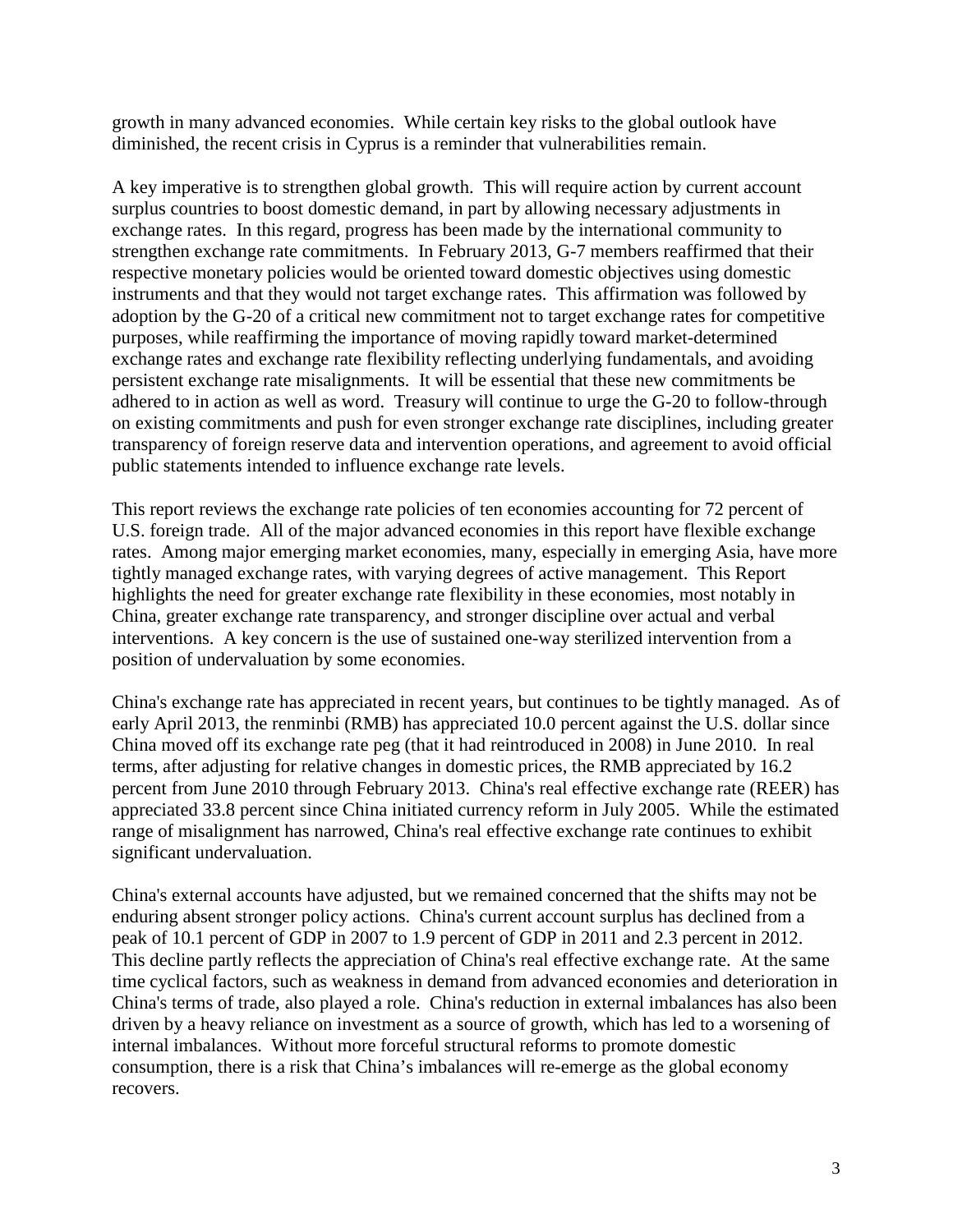growth in many advanced economies. While certain key risks to the global outlook have diminished, the recent crisis in Cyprus is a reminder that vulnerabilities remain.

A key imperative is to strengthen global growth. This will require action by current account surplus countries to boost domestic demand, in part by allowing necessary adjustments in exchange rates. In this regard, progress has been made by the international community to strengthen exchange rate commitments. In February 2013, G-7 members reaffirmed that their respective monetary policies would be oriented toward domestic objectives using domestic instruments and that they would not target exchange rates. This affirmation was followed by adoption by the G-20 of a critical new commitment not to target exchange rates for competitive purposes, while reaffirming the importance of moving rapidly toward market-determined exchange rates and exchange rate flexibility reflecting underlying fundamentals, and avoiding persistent exchange rate misalignments. It will be essential that these new commitments be adhered to in action as well as word. Treasury will continue to urge the G-20 to follow-through on existing commitments and push for even stronger exchange rate disciplines, including greater transparency of foreign reserve data and intervention operations, and agreement to avoid official public statements intended to influence exchange rate levels.

This report reviews the exchange rate policies of ten economies accounting for 72 percent of U.S. foreign trade. All of the major advanced economies in this report have flexible exchange rates. Among major emerging market economies, many, especially in emerging Asia, have more tightly managed exchange rates, with varying degrees of active management. This Report highlights the need for greater exchange rate flexibility in these economies, most notably in China, greater exchange rate transparency, and stronger discipline over actual and verbal interventions. A key concern is the use of sustained one-way sterilized intervention from a position of undervaluation by some economies.

China's exchange rate has appreciated in recent years, but continues to be tightly managed. As of early April 2013, the renminbi (RMB) has appreciated 10.0 percent against the U.S. dollar since China moved off its exchange rate peg (that it had reintroduced in 2008) in June 2010. In real terms, after adjusting for relative changes in domestic prices, the RMB appreciated by 16.2 percent from June 2010 through February 2013. China's real effective exchange rate (REER) has appreciated 33.8 percent since China initiated currency reform in July 2005. While the estimated range of misalignment has narrowed, China's real effective exchange rate continues to exhibit significant undervaluation.

China's external accounts have adjusted, but we remained concerned that the shifts may not be enduring absent stronger policy actions. China's current account surplus has declined from a peak of 10.1 percent of GDP in 2007 to 1.9 percent of GDP in 2011 and 2.3 percent in 2012. This decline partly reflects the appreciation of China's real effective exchange rate. At the same time cyclical factors, such as weakness in demand from advanced economies and deterioration in China's terms of trade, also played a role. China's reduction in external imbalances has also been driven by a heavy reliance on investment as a source of growth, which has led to a worsening of internal imbalances. Without more forceful structural reforms to promote domestic consumption, there is a risk that China's imbalances will re-emerge as the global economy recovers.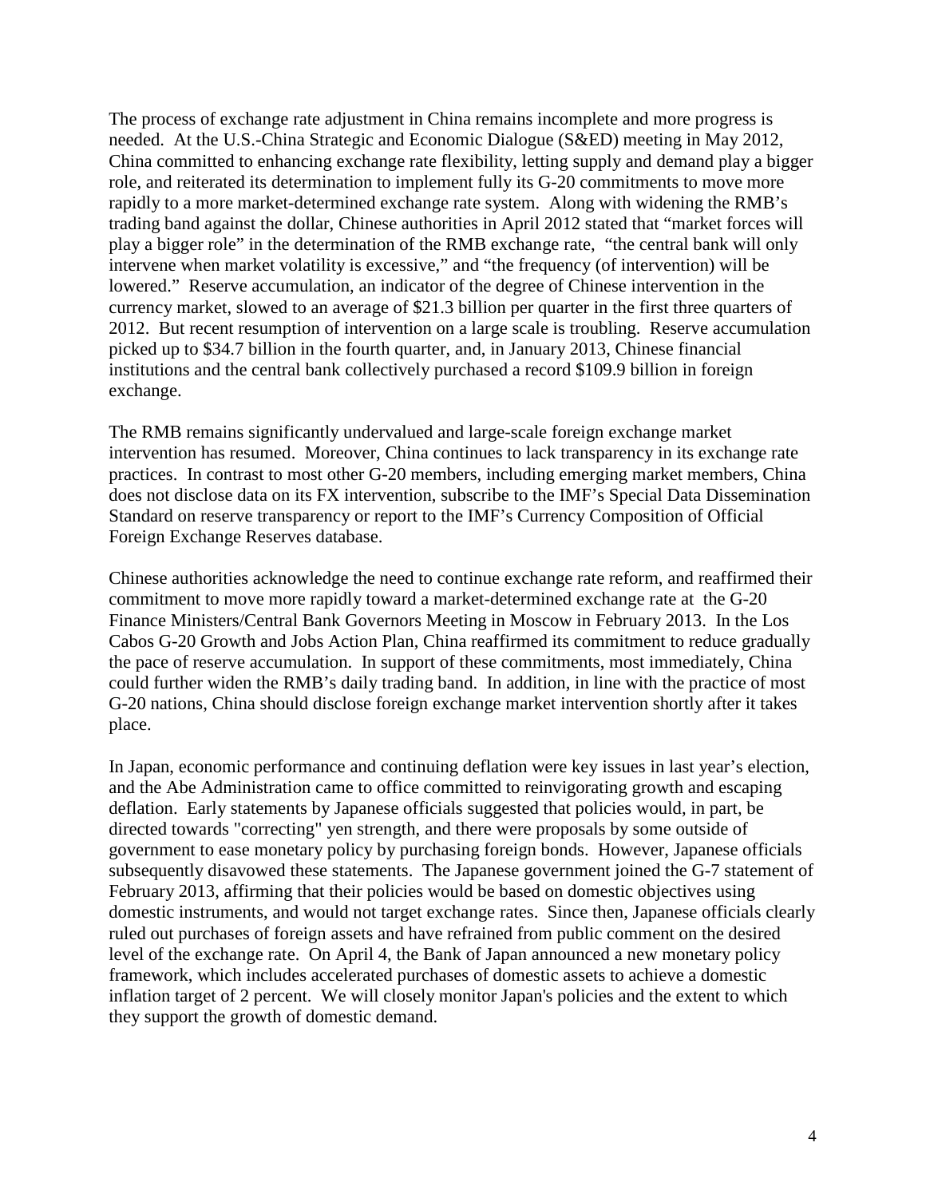The process of exchange rate adjustment in China remains incomplete and more progress is needed. At the U.S.-China Strategic and Economic Dialogue (S&ED) meeting in May 2012, China committed to enhancing exchange rate flexibility, letting supply and demand play a bigger role, and reiterated its determination to implement fully its G-20 commitments to move more rapidly to a more market-determined exchange rate system. Along with widening the RMB's trading band against the dollar, Chinese authorities in April 2012 stated that "market forces will play a bigger role" in the determination of the RMB exchange rate, "the central bank will only intervene when market volatility is excessive," and "the frequency (of intervention) will be lowered." Reserve accumulation, an indicator of the degree of Chinese intervention in the currency market, slowed to an average of $21.3 billion per quarter in the first three quarters of 2012. But recent resumption of intervention on a large scale is troubling. Reserve accumulation picked up to $34.7 billion in the fourth quarter, and, in January 2013, Chinese financial institutions and the central bank collectively purchased a record $109.9 billion in foreign exchange.

The RMB remains significantly undervalued and large-scale foreign exchange market intervention has resumed. Moreover, China continues to lack transparency in its exchange rate practices. In contrast to most other G-20 members, including emerging market members, China does not disclose data on its FX intervention, subscribe to the IMF's Special Data Dissemination Standard on reserve transparency or report to the IMF's Currency Composition of Official Foreign Exchange Reserves database.

Chinese authorities acknowledge the need to continue exchange rate reform, and reaffirmed their commitment to move more rapidly toward a market-determined exchange rate at the G-20 Finance Ministers/Central Bank Governors Meeting in Moscow in February 2013. In the Los Cabos G-20 Growth and Jobs Action Plan, China reaffirmed its commitment to reduce gradually the pace of reserve accumulation. In support of these commitments, most immediately, China could further widen the RMB's daily trading band. In addition, in line with the practice of most G-20 nations, China should disclose foreign exchange market intervention shortly after it takes place.

In Japan, economic performance and continuing deflation were key issues in last year's election, and the Abe Administration came to office committed to reinvigorating growth and escaping deflation. Early statements by Japanese officials suggested that policies would, in part, be directed towards "correcting" yen strength, and there were proposals by some outside of government to ease monetary policy by purchasing foreign bonds. However, Japanese officials subsequently disavowed these statements. The Japanese government joined the G-7 statement of February 2013, affirming that their policies would be based on domestic objectives using domestic instruments, and would not target exchange rates. Since then, Japanese officials clearly ruled out purchases of foreign assets and have refrained from public comment on the desired level of the exchange rate. On April 4, the Bank of Japan announced a new monetary policy framework, which includes accelerated purchases of domestic assets to achieve a domestic inflation target of 2 percent. We will closely monitor Japan's policies and the extent to which they support the growth of domestic demand.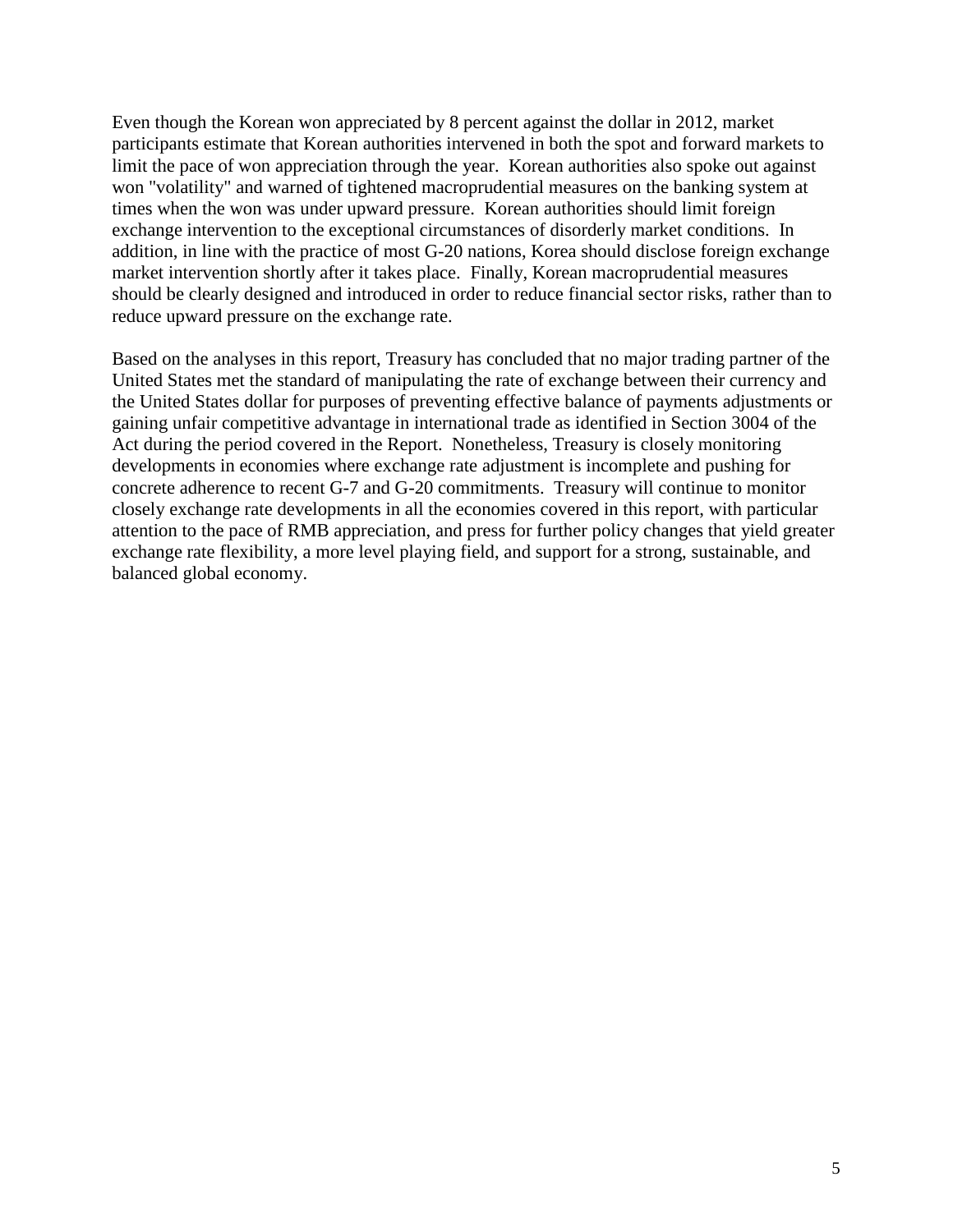Even though the Korean won appreciated by 8 percent against the dollar in 2012, market participants estimate that Korean authorities intervened in both the spot and forward markets to limit the pace of won appreciation through the year. Korean authorities also spoke out against won "volatility" and warned of tightened macroprudential measures on the banking system at times when the won was under upward pressure. Korean authorities should limit foreign exchange intervention to the exceptional circumstances of disorderly market conditions. In addition, in line with the practice of most G-20 nations, Korea should disclose foreign exchange market intervention shortly after it takes place. Finally, Korean macroprudential measures should be clearly designed and introduced in order to reduce financial sector risks, rather than to reduce upward pressure on the exchange rate.

Based on the analyses in this report, Treasury has concluded that no major trading partner of the United States met the standard of manipulating the rate of exchange between their currency and the United States dollar for purposes of preventing effective balance of payments adjustments or gaining unfair competitive advantage in international trade as identified in Section 3004 of the Act during the period covered in the Report. Nonetheless, Treasury is closely monitoring developments in economies where exchange rate adjustment is incomplete and pushing for concrete adherence to recent G-7 and G-20 commitments. Treasury will continue to monitor closely exchange rate developments in all the economies covered in this report, with particular attention to the pace of RMB appreciation, and press for further policy changes that yield greater exchange rate flexibility, a more level playing field, and support for a strong, sustainable, and balanced global economy.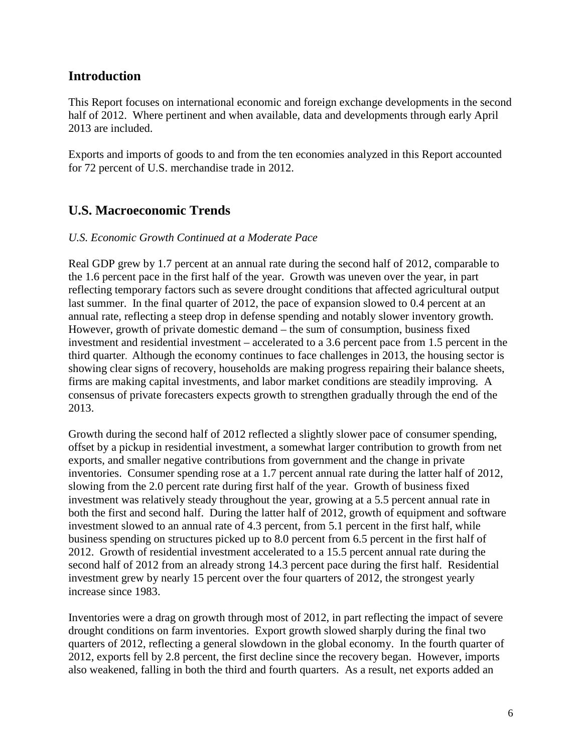## Introduction

This Report focuses on international economic and foreign exchange developments in the second half of 2012. Where pertinent and when available, data and developments through early April 2013 are included.

Exports and imports of goods to and from the ten economies analyzed in this Report accounted for 72 percent of U.S. merchandise trade in 2012.

## U.S. Macroeconomic Trends

*U.S. Economic Growth Continued at a Moderate Pace*

Real GDP grew by 1.7 percent at an annual rate during the second half of 2012, comparable to the 1.6 percent pace in the first half of the year. Growth was uneven over the year, in part reflecting temporary factors such as severe drought conditions that affected agricultural output last summer. In the final quarter of 2012, the pace of expansion slowed to 0.4 percent at an annual rate, reflecting a steep drop in defense spending and notably slower inventory growth. However, growth of private domestic demand – the sum of consumption, business fixed investment and residential investment – accelerated to a 3.6 percent pace from 1.5 percent in the third quarter. Although the economy continues to face challenges in 2013, the housing sector is showing clear signs of recovery, households are making progress repairing their balance sheets, firms are making capital investments, and labor market conditions are steadily improving. A consensus of private forecasters expects growth to strengthen gradually through the end of the 2013.

Growth during the second half of 2012 reflected a slightly slower pace of consumer spending, offset by a pickup in residential investment, a somewhat larger contribution to growth from net exports, and smaller negative contributions from government and the change in private inventories. Consumer spending rose at a 1.7 percent annual rate during the latter half of 2012, slowing from the 2.0 percent rate during first half of the year. Growth of business fixed investment was relatively steady throughout the year, growing at a 5.5 percent annual rate in both the first and second half. During the latter half of 2012, growth of equipment and software investment slowed to an annual rate of 4.3 percent, from 5.1 percent in the first half, while business spending on structures picked up to 8.0 percent from 6.5 percent in the first half of 2012. Growth of residential investment accelerated to a 15.5 percent annual rate during the second half of 2012 from an already strong 14.3 percent pace during the first half. Residential investment grew by nearly 15 percent over the four quarters of 2012, the strongest yearly increase since 1983.

Inventories were a drag on growth through most of 2012, in part reflecting the impact of severe drought conditions on farm inventories. Export growth slowed sharply during the final two quarters of 2012, reflecting a general slowdown in the global economy. In the fourth quarter of 2012, exports fell by 2.8 percent, the first decline since the recovery began. However, imports also weakened, falling in both the third and fourth quarters. As a result, net exports added an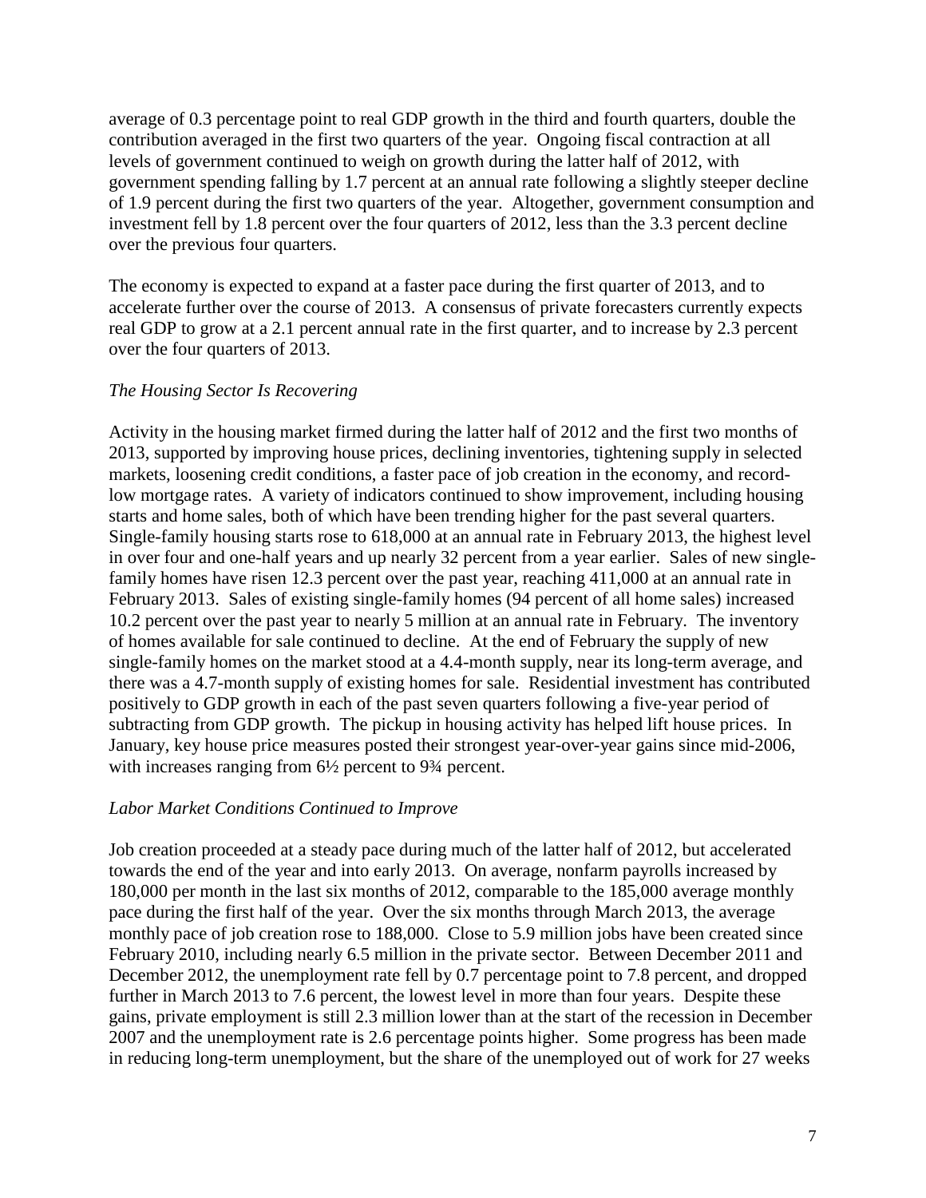average of 0.3 percentage point to real GDP growth in the third and fourth quarters, double the contribution averaged in the first two quarters of the year. Ongoing fiscal contraction at all levels of government continued to weigh on growth during the latter half of 2012, with government spending falling by 1.7 percent at an annual rate following a slightly steeper decline of 1.9 percent during the first two quarters of the year. Altogether, government consumption and investment fell by 1.8 percent over the four quarters of 2012, less than the 3.3 percent decline over the previous four quarters.

The economy is expected to expand at a faster pace during the first quarter of 2013, and to accelerate further over the course of 2013. A consensus of private forecasters currently expects real GDP to grow at a 2.1 percent annual rate in the first quarter, and to increase by 2.3 percent over the four quarters of 2013.

*The Housing Sector Is Recovering*

Activity in the housing market firmed during the latter half of 2012 and the first two months of 2013, supported by improving house prices, declining inventories, tightening supply in selected markets, loosening credit conditions, a faster pace of job creation in the economy, and record-low mortgage rates. A variety of indicators continued to show improvement, including housing starts and home sales, both of which have been trending higher for the past several quarters. Single-family housing starts rose to 618,000 at an annual rate in February 2013, the highest level in over four and one-half years and up nearly 32 percent from a year earlier. Sales of new single-family homes have risen 12.3 percent over the past year, reaching 411,000 at an annual rate in February 2013. Sales of existing single-family homes (94 percent of all home sales) increased 10.2 percent over the past year to nearly 5 million at an annual rate in February. The inventory of homes available for sale continued to decline. At the end of February the supply of new single-family homes on the market stood at a 4.4-month supply, near its long-term average, and there was a 4.7-month supply of existing homes for sale. Residential investment has contributed positively to GDP growth in each of the past seven quarters following a five-year period of subtracting from GDP growth. The pickup in housing activity has helped lift house prices. In January, key house price measures posted their strongest year-over-year gains since mid-2006, with increases ranging from 6½ percent to 9¾ percent.

*Labor Market Conditions Continued to Improve*

Job creation proceeded at a steady pace during much of the latter half of 2012, but accelerated towards the end of the year and into early 2013. On average, nonfarm payrolls increased by 180,000 per month in the last six months of 2012, comparable to the 185,000 average monthly pace during the first half of the year. Over the six months through March 2013, the average monthly pace of job creation rose to 188,000. Close to 5.9 million jobs have been created since February 2010, including nearly 6.5 million in the private sector. Between December 2011 and December 2012, the unemployment rate fell by 0.7 percentage point to 7.8 percent, and dropped further in March 2013 to 7.6 percent, the lowest level in more than four years. Despite these gains, private employment is still 2.3 million lower than at the start of the recession in December 2007 and the unemployment rate is 2.6 percentage points higher. Some progress has been made in reducing long-term unemployment, but the share of the unemployed out of work for 27 weeks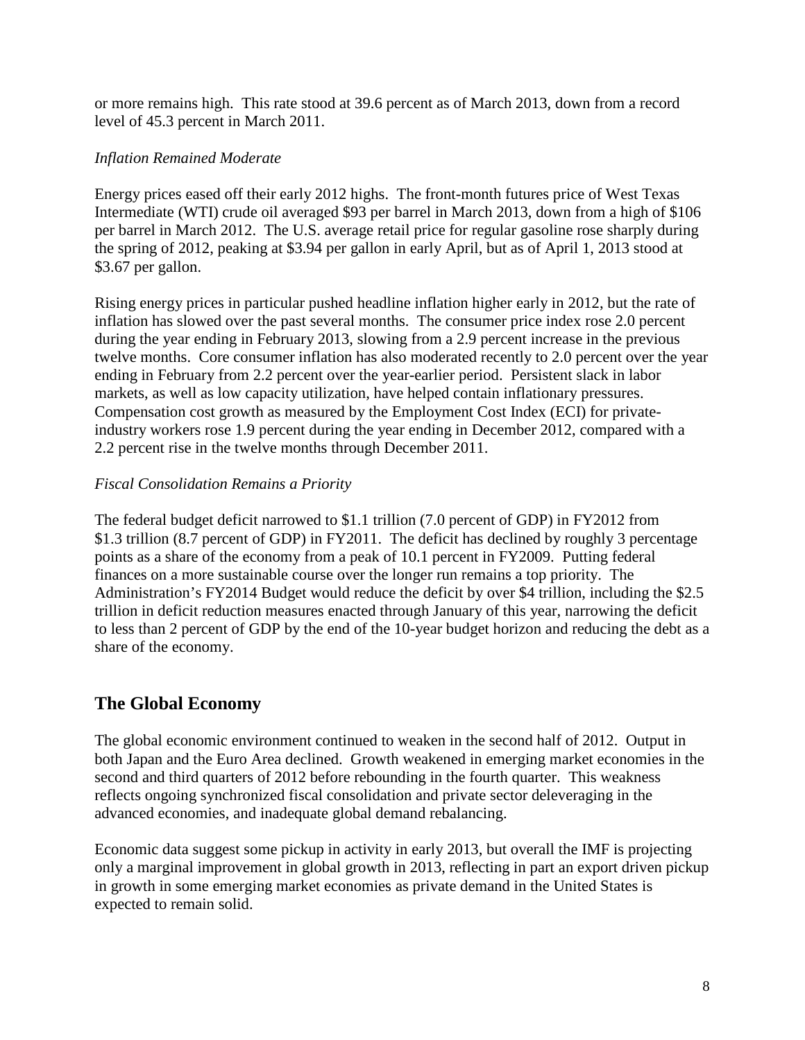or more remains high. This rate stood at 39.6 percent as of March 2013, down from a record level of 45.3 percent in March 2011.

*Inflation Remained Moderate*

Energy prices eased off their early 2012 highs. The front-month futures price of West Texas Intermediate (WTI) crude oil averaged $93 per barrel in March 2013, down from a high of $106 per barrel in March 2012. The U.S. average retail price for regular gasoline rose sharply during the spring of 2012, peaking at $3.94 per gallon in early April, but as of April 1, 2013 stood at $3.67 per gallon.

Rising energy prices in particular pushed headline inflation higher early in 2012, but the rate of inflation has slowed over the past several months. The consumer price index rose 2.0 percent during the year ending in February 2013, slowing from a 2.9 percent increase in the previous twelve months. Core consumer inflation has also moderated recently to 2.0 percent over the year ending in February from 2.2 percent over the year-earlier period. Persistent slack in labor markets, as well as low capacity utilization, have helped contain inflationary pressures. Compensation cost growth as measured by the Employment Cost Index (ECI) for private-industry workers rose 1.9 percent during the year ending in December 2012, compared with a 2.2 percent rise in the twelve months through December 2011.

*Fiscal Consolidation Remains a Priority*

The federal budget deficit narrowed to $1.1 trillion (7.0 percent of GDP) in FY2012 from $1.3 trillion (8.7 percent of GDP) in FY2011. The deficit has declined by roughly 3 percentage points as a share of the economy from a peak of 10.1 percent in FY2009. Putting federal finances on a more sustainable course over the longer run remains a top priority. The Administration's FY2014 Budget would reduce the deficit by over $4 trillion, including the $2.5 trillion in deficit reduction measures enacted through January of this year, narrowing the deficit to less than 2 percent of GDP by the end of the 10-year budget horizon and reducing the debt as a share of the economy.

## The Global Economy

The global economic environment continued to weaken in the second half of 2012. Output in both Japan and the Euro Area declined. Growth weakened in emerging market economies in the second and third quarters of 2012 before rebounding in the fourth quarter. This weakness reflects ongoing synchronized fiscal consolidation and private sector deleveraging in the advanced economies, and inadequate global demand rebalancing.

Economic data suggest some pickup in activity in early 2013, but overall the IMF is projecting only a marginal improvement in global growth in 2013, reflecting in part an export driven pickup in growth in some emerging market economies as private demand in the United States is expected to remain solid.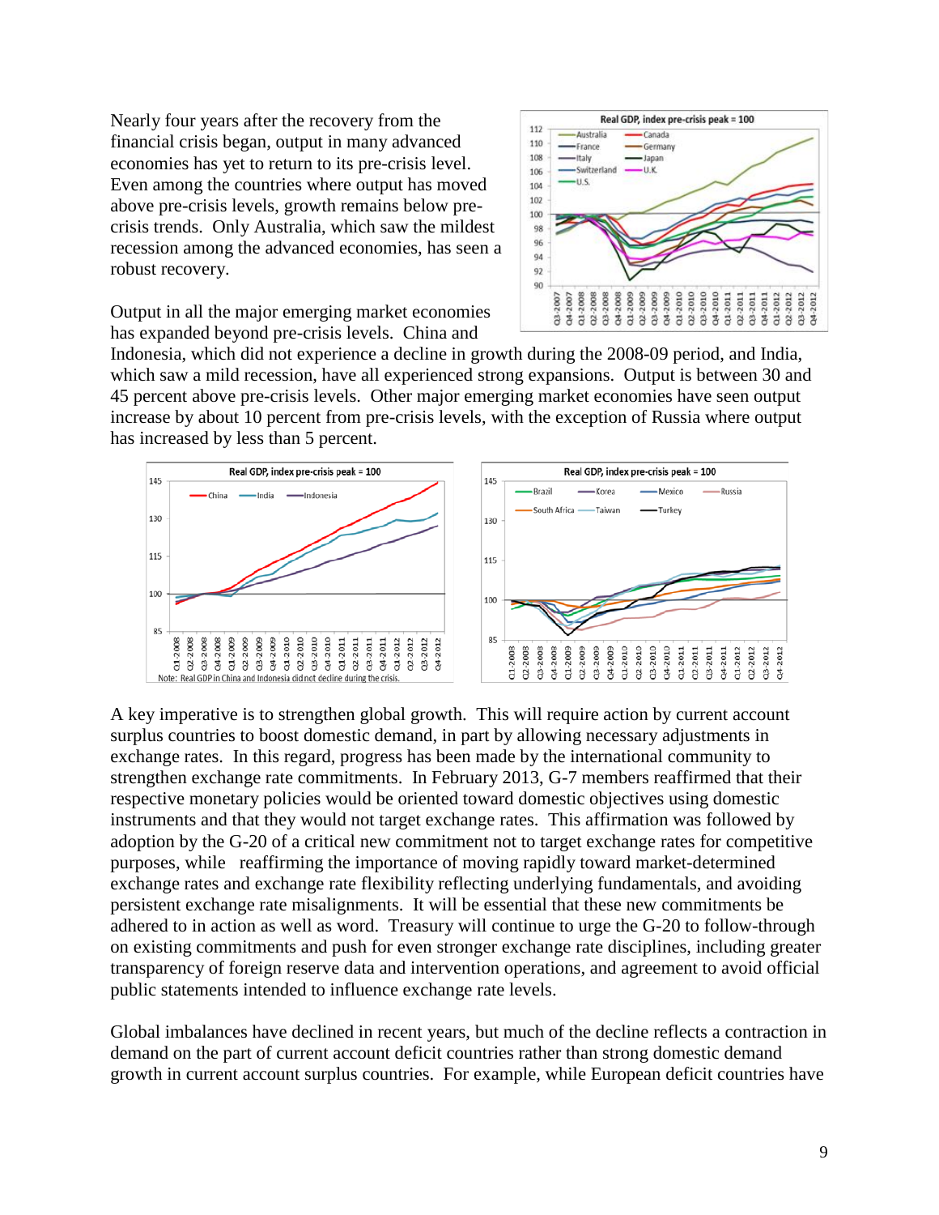Nearly four years after the recovery from the financial crisis began, output in many advanced economies has yet to return to its pre-crisis level. Even among the countries where output has moved above pre-crisis levels, growth remains below pre-crisis trends. Only Australia, which saw the mildest recession among the advanced economies, has seen a robust recovery.

Output in all the major emerging market economies has expanded beyond pre-crisis levels. China and Indonesia, which did not experience a decline in growth during the 2008-09 period, and India, which saw a mild recession, have all experienced strong expansions. Output is between 30 and 45 percent above pre-crisis levels. Other major emerging market economies have seen output increase by about 10 percent from pre-crisis levels, with the exception of Russia where output has increased by less than 5 percent.

A key imperative is to strengthen global growth. This will require action by current account surplus countries to boost domestic demand, in part by allowing necessary adjustments in exchange rates. In this regard, progress has been made by the international community to strengthen exchange rate commitments. In February 2013, G-7 members reaffirmed that their respective monetary policies would be oriented toward domestic objectives using domestic instruments and that they would not target exchange rates. This affirmation was followed by adoption by the G-20 of a critical new commitment not to target exchange rates for competitive purposes, while reaffirming the importance of moving rapidly toward market-determined exchange rates and exchange rate flexibility reflecting underlying fundamentals, and avoiding persistent exchange rate misalignments. It will be essential that these new commitments be adhered to in action as well as word. Treasury will continue to urge the G-20 to follow-through on existing commitments and push for even stronger exchange rate disciplines, including greater transparency of foreign reserve data and intervention operations, and agreement to avoid official public statements intended to influence exchange rate levels.

Global imbalances have declined in recent years, but much of the decline reflects a contraction in demand on the part of current account deficit countries rather than strong domestic demand growth in current account surplus countries. For example, while European deficit countries have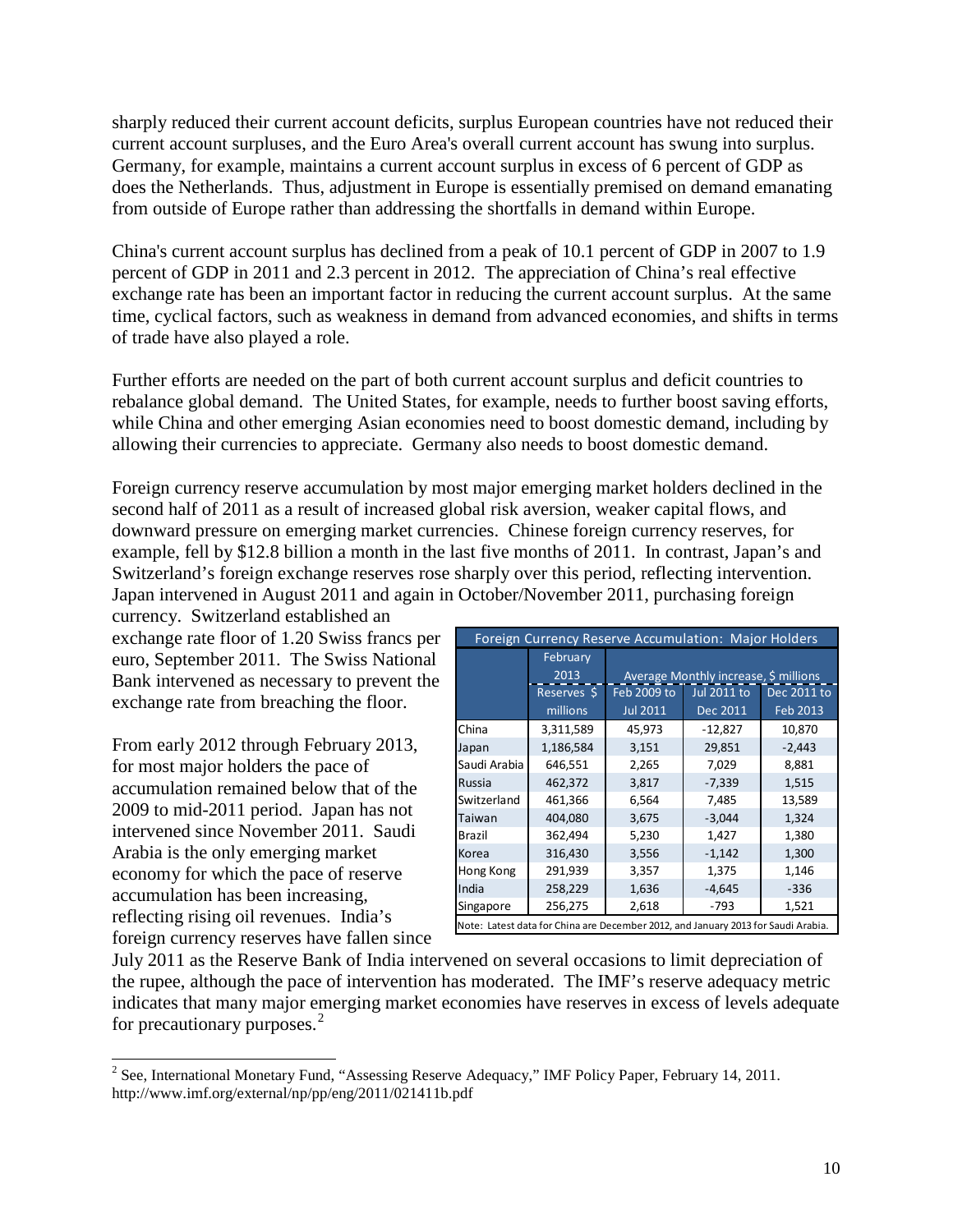sharply reduced their current account deficits, surplus European countries have not reduced their current account surpluses, and the Euro Area's overall current account has swung into surplus. Germany, for example, maintains a current account surplus in excess of 6 percent of GDP as does the Netherlands. Thus, adjustment in Europe is essentially premised on demand emanating from outside of Europe rather than addressing the shortfalls in demand within Europe.

China's current account surplus has declined from a peak of 10.1 percent of GDP in 2007 to 1.9 percent of GDP in 2011 and 2.3 percent in 2012. The appreciation of China's real effective exchange rate has been an important factor in reducing the current account surplus. At the same time, cyclical factors, such as weakness in demand from advanced economies, and shifts in terms of trade have also played a role.

Further efforts are needed on the part of both current account surplus and deficit countries to rebalance global demand. The United States, for example, needs to further boost saving efforts, while China and other emerging Asian economies need to boost domestic demand, including by allowing their currencies to appreciate. Germany also needs to boost domestic demand.

Foreign currency reserve accumulation by most major emerging market holders declined in the second half of 2011 as a result of increased global risk aversion, weaker capital flows, and downward pressure on emerging market currencies. Chinese foreign currency reserves, for example, fell by $12.8 billion a month in the last five months of 2011. In contrast, Japan's and Switzerland's foreign exchange reserves rose sharply over this period, reflecting intervention. Japan intervened in August 2011 and again in October/November 2011, purchasing foreign currency. Switzerland established an exchange rate floor of 1.20 Swiss francs per euro, September 2011. The Swiss National Bank intervened as necessary to prevent the exchange rate from breaching the floor.

| Foreign Currency Reserve Accumulation: Major Holders | | | | |
|---|---|---|---|---|
| | February 2013 | Average Monthly increase, $ millions | | |
| | Reserves $ millions | Feb 2009 to Jul 2011 | Jul 2011 to Dec 2011 | Dec 2011 to Feb 2013 |
| China | 3,311,589 | 45,973 | -12,827 | 10,870 |
| Japan | 1,186,584 | 3,151 | 29,851 | -2,443 |
| Saudi Arabia | 646,551 | 2,265 | 7,029 | 8,881 |
| Russia | 462,372 | 3,817 | -7,339 | 1,515 |
| Switzerland | 461,366 | 6,564 | 7,485 | 13,589 |
| Taiwan | 404,080 | 3,675 | -3,044 | 1,324 |
| Brazil | 362,494 | 5,230 | 1,427 | 1,380 |
| Korea | 316,430 | 3,556 | -1,142 | 1,300 |
| Hong Kong | 291,939 | 3,357 | 1,375 | 1,146 |
| India | 258,229 | 1,636 | -4,645 | -336 |
| Singapore | 256,275 | 2,618 | -793 | 1,521 |

Note: Latest data for China are December 2012, and January 2013 for Saudi Arabia.

From early 2012 through February 2013, for most major holders the pace of accumulation remained below that of the 2009 to mid-2011 period. Japan has not intervened since November 2011. Saudi Arabia is the only emerging market economy for which the pace of reserve accumulation has been increasing, reflecting rising oil revenues. India's foreign currency reserves have fallen since July 2011 as the Reserve Bank of India intervened on several occasions to limit depreciation of the rupee, although the pace of intervention has moderated. The IMF's reserve adequacy metric indicates that many major emerging market economies have reserves in excess of levels adequate for precautionary purposes.[2]

[2] See, International Monetary Fund, "Assessing Reserve Adequacy," IMF Policy Paper, February 14, 2011. http://www.imf.org/external/np/pp/eng/2011/021411b.pdf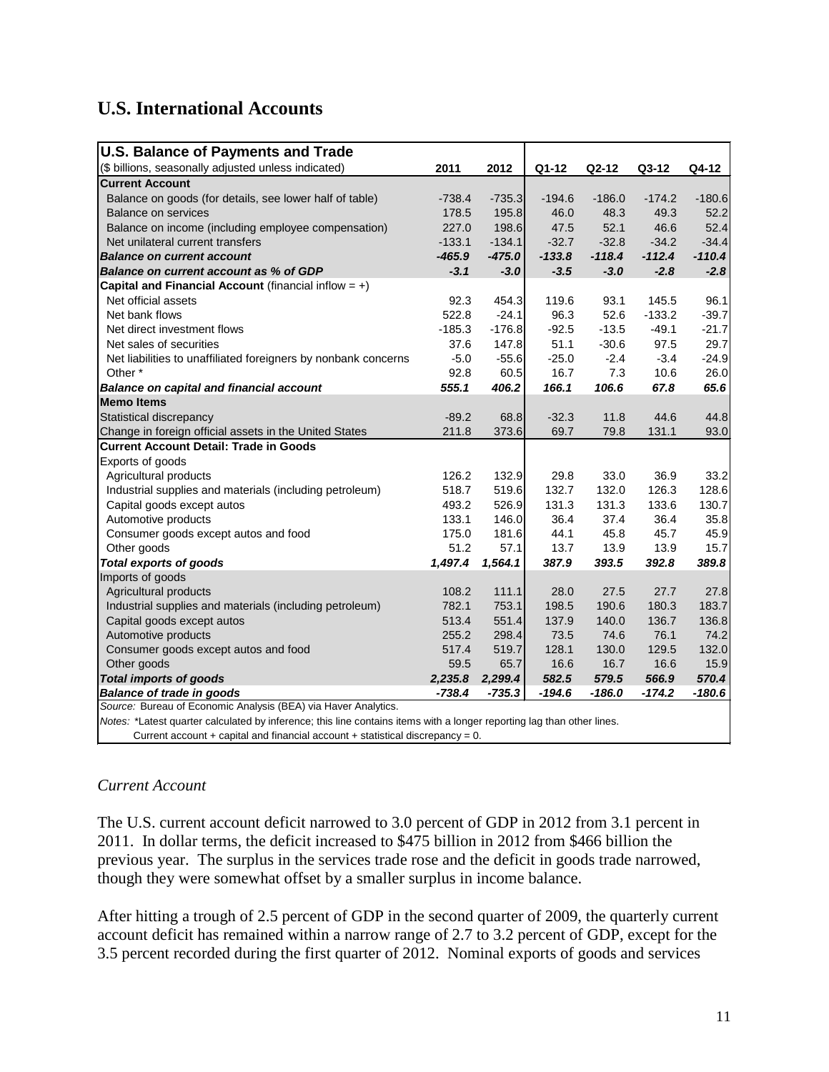## U.S. International Accounts

| U.S. Balance of Payments and Trade | | | | | | |
|---|---|---|---|---|---|---|
| ($ billions, seasonally adjusted unless indicated) | 2011 | 2012 | Q1-12 | Q2-12 | Q3-12 | Q4-12 |
| **Current Account** | | | | | | |
| Balance on goods (for details, see lower half of table) | -738.4 | -735.3 | -194.6 | -186.0 | -174.2 | -180.6 |
| Balance on services | 178.5 | 195.8 | 46.0 | 48.3 | 49.3 | 52.2 |
| Balance on income (including employee compensation) | 227.0 | 198.6 | 47.5 | 52.1 | 46.6 | 52.4 |
| Net unilateral current transfers | -133.1 | -134.1 | -32.7 | -32.8 | -34.2 | -34.4 |
| ***Balance on current account*** | ***-465.9*** | ***-475.0*** | ***-133.8*** | ***-118.4*** | ***-112.4*** | ***-110.4*** |
| ***Balance on current account as % of GDP*** | ***-3.1*** | ***-3.0*** | ***-3.5*** | ***-3.0*** | ***-2.8*** | ***-2.8*** |
| **Capital and Financial Account** (financial inflow = +) | | | | | | |
| Net official assets | 92.3 | 454.3 | 119.6 | 93.1 | 145.5 | 96.1 |
| Net bank flows | 522.8 | -24.1 | 96.3 | 52.6 | -133.2 | -39.7 |
| Net direct investment flows | -185.3 | -176.8 | -92.5 | -13.5 | -49.1 | -21.7 |
| Net sales of securities | 37.6 | 147.8 | 51.1 | -30.6 | 97.5 | 29.7 |
| Net liabilities to unaffiliated foreigners by nonbank concerns | -5.0 | -55.6 | -25.0 | -2.4 | -3.4 | -24.9 |
| Other * | 92.8 | 60.5 | 16.7 | 7.3 | 10.6 | 26.0 |
| ***Balance on capital and financial account*** | ***555.1*** | ***406.2*** | ***166.1*** | ***106.6*** | ***67.8*** | ***65.6*** |
| **Memo Items** | | | | | | |
| Statistical discrepancy | -89.2 | 68.8 | -32.3 | 11.8 | 44.6 | 44.8 |
| Change in foreign official assets in the United States | 211.8 | 373.6 | 69.7 | 79.8 | 131.1 | 93.0 |
| **Current Account Detail: Trade in Goods** | | | | | | |
| Exports of goods | | | | | | |
| Agricultural products | 126.2 | 132.9 | 29.8 | 33.0 | 36.9 | 33.2 |
| Industrial supplies and materials (including petroleum) | 518.7 | 519.6 | 132.7 | 132.0 | 126.3 | 128.6 |
| Capital goods except autos | 493.2 | 526.9 | 131.3 | 131.3 | 133.6 | 130.7 |
| Automotive products | 133.1 | 146.0 | 36.4 | 37.4 | 36.4 | 35.8 |
| Consumer goods except autos and food | 175.0 | 181.6 | 44.1 | 45.8 | 45.7 | 45.9 |
| Other goods | 51.2 | 57.1 | 13.7 | 13.9 | 13.9 | 15.7 |
| ***Total exports of goods*** | ***1,497.4*** | ***1,564.1*** | ***387.9*** | ***393.5*** | ***392.8*** | ***389.8*** |
| Imports of goods | | | | | | |
| Agricultural products | 108.2 | 111.1 | 28.0 | 27.5 | 27.7 | 27.8 |
| Industrial supplies and materials (including petroleum) | 782.1 | 753.1 | 198.5 | 190.6 | 180.3 | 183.7 |
| Capital goods except autos | 513.4 | 551.4 | 137.9 | 140.0 | 136.7 | 136.8 |
| Automotive products | 255.2 | 298.4 | 73.5 | 74.6 | 76.1 | 74.2 |
| Consumer goods except autos and food | 517.4 | 519.7 | 128.1 | 130.0 | 129.5 | 132.0 |
| Other goods | 59.5 | 65.7 | 16.6 | 16.7 | 16.6 | 15.9 |
| ***Total imports of goods*** | ***2,235.8*** | ***2,299.4*** | ***582.5*** | ***579.5*** | ***566.9*** | ***570.4*** |
| ***Balance of trade in goods*** | ***-738.4*** | ***-735.3*** | ***-194.6*** | ***-186.0*** | ***-174.2*** | ***-180.6*** |

*Source:* Bureau of Economic Analysis (BEA) via Haver Analytics.

*Notes:* *Latest quarter calculated by inference; this line contains items with a longer reporting lag than other lines.
Current account + capital and financial account + statistical discrepancy = 0.

*Current Account*

The U.S. current account deficit narrowed to 3.0 percent of GDP in 2012 from 3.1 percent in 2011. In dollar terms, the deficit increased to $475 billion in 2012 from $466 billion the previous year. The surplus in the services trade rose and the deficit in goods trade narrowed, though they were somewhat offset by a smaller surplus in income balance.

After hitting a trough of 2.5 percent of GDP in the second quarter of 2009, the quarterly current account deficit has remained within a narrow range of 2.7 to 3.2 percent of GDP, except for the 3.5 percent recorded during the first quarter of 2012. Nominal exports of goods and services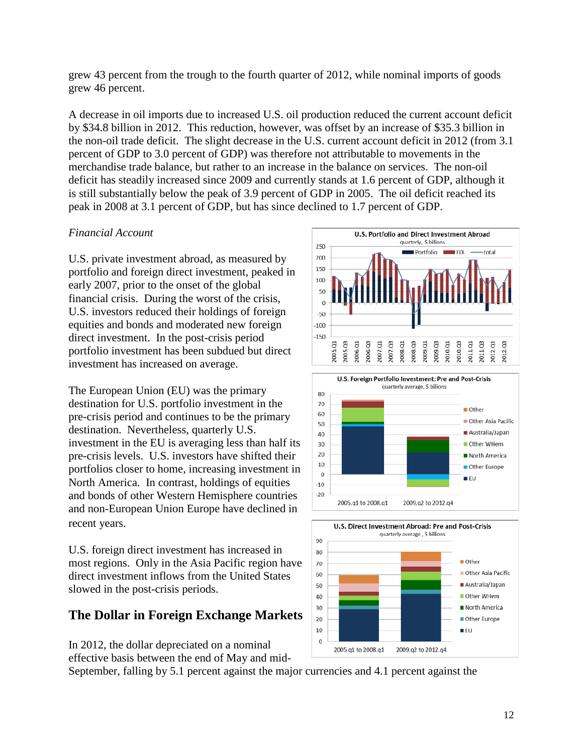grew 43 percent from the trough to the fourth quarter of 2012, while nominal imports of goods grew 46 percent.

A decrease in oil imports due to increased U.S. oil production reduced the current account deficit by $34.8 billion in 2012. This reduction, however, was offset by an increase of $35.3 billion in the non-oil trade deficit. The slight decrease in the U.S. current account deficit in 2012 (from 3.1 percent of GDP to 3.0 percent of GDP) was therefore not attributable to movements in the merchandise trade balance, but rather to an increase in the balance on services. The non-oil deficit has steadily increased since 2009 and currently stands at 1.6 percent of GDP, although it is still substantially below the peak of 3.9 percent of GDP in 2005. The oil deficit reached its peak in 2008 at 3.1 percent of GDP, but has since declined to 1.7 percent of GDP.

*Financial Account*

U.S. private investment abroad, as measured by portfolio and foreign direct investment, peaked in early 2007, prior to the onset of the global financial crisis. During the worst of the crisis, U.S. investors reduced their holdings of foreign equities and bonds and moderated new foreign direct investment. In the post-crisis period portfolio investment has been subdued but direct investment has increased on average.

The European Union (EU) was the primary destination for U.S. portfolio investment in the pre-crisis period and continues to be the primary destination. Nevertheless, quarterly U.S. investment in the EU is averaging less than half its pre-crisis levels. U.S. investors have shifted their portfolios closer to home, increasing investment in North America. In contrast, holdings of equities and bonds of other Western Hemisphere countries and non-European Union Europe have declined in recent years.

U.S. foreign direct investment has increased in most regions. Only in the Asia Pacific region have direct investment inflows from the United States slowed in the post-crisis periods.

## The Dollar in Foreign Exchange Markets

In 2012, the dollar depreciated on a nominal effective basis between the end of May and mid-September, falling by 5.1 percent against the major currencies and 4.1 percent against the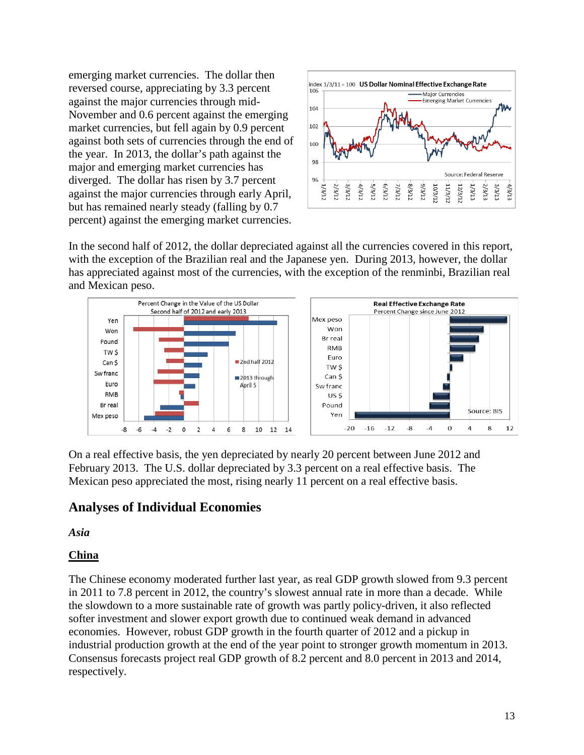emerging market currencies. The dollar then reversed course, appreciating by 3.3 percent against the major currencies through mid-November and 0.6 percent against the emerging market currencies, but fell again by 0.9 percent against both sets of currencies through the end of the year. In 2013, the dollar's path against the major and emerging market currencies has diverged. The dollar has risen by 3.7 percent against the major currencies through early April, but has remained nearly steady (falling by 0.7 percent) against the emerging market currencies.

In the second half of 2012, the dollar depreciated against all the currencies covered in this report, with the exception of the Brazilian real and the Japanese yen. During 2013, however, the dollar has appreciated against most of the currencies, with the exception of the renminbi, Brazilian real and Mexican peso.

On a real effective basis, the yen depreciated by nearly 20 percent between June 2012 and February 2013. The U.S. dollar depreciated by 3.3 percent on a real effective basis. The Mexican peso appreciated the most, rising nearly 11 percent on a real effective basis.

## Analyses of Individual Economies

### *Asia*

### China

The Chinese economy moderated further last year, as real GDP growth slowed from 9.3 percent in 2011 to 7.8 percent in 2012, the country's slowest annual rate in more than a decade. While the slowdown to a more sustainable rate of growth was partly policy-driven, it also reflected softer investment and slower export growth due to continued weak demand in advanced economies. However, robust GDP growth in the fourth quarter of 2012 and a pickup in industrial production growth at the end of the year point to stronger growth momentum in 2013. Consensus forecasts project real GDP growth of 8.2 percent and 8.0 percent in 2013 and 2014, respectively.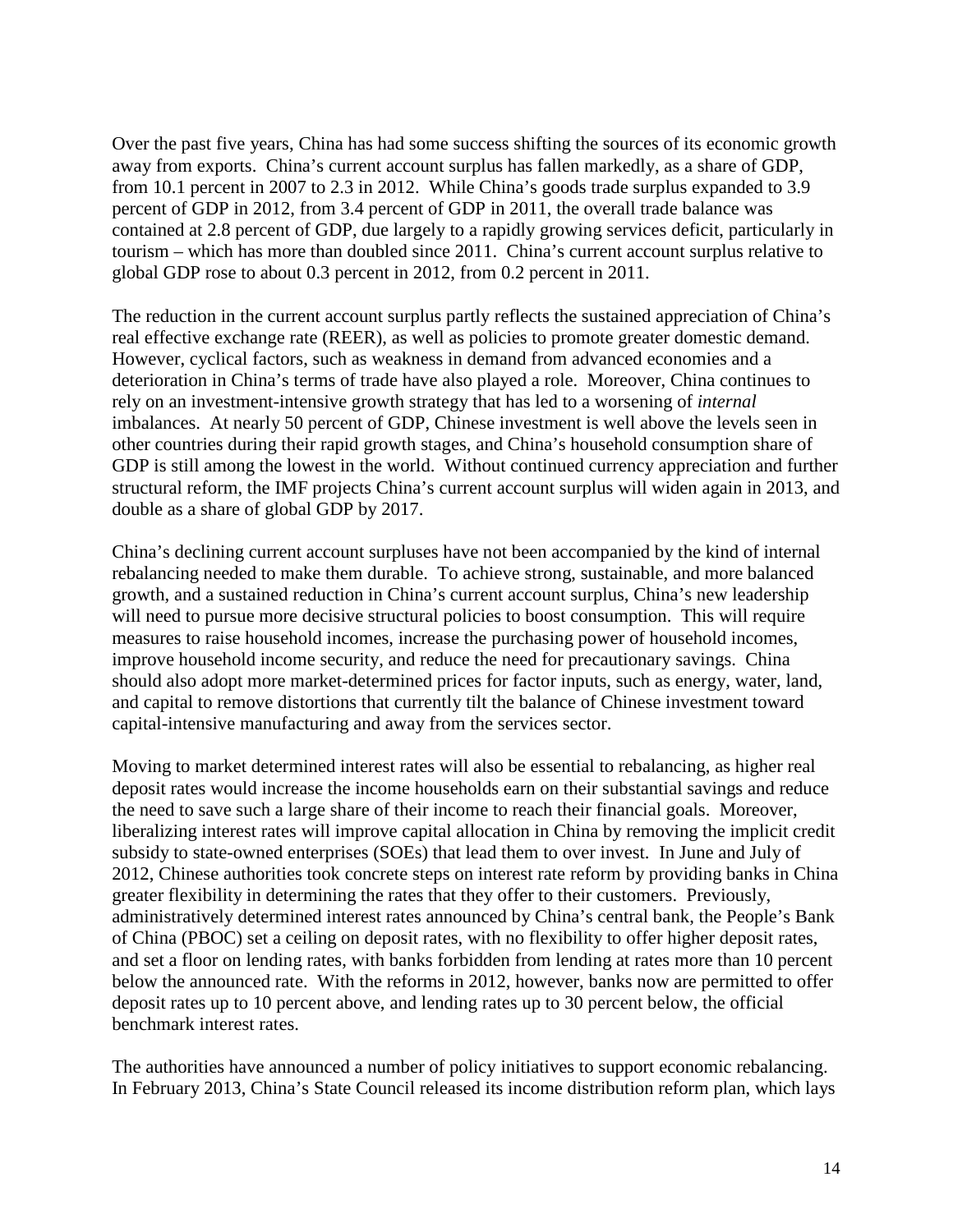Over the past five years, China has had some success shifting the sources of its economic growth away from exports. China's current account surplus has fallen markedly, as a share of GDP, from 10.1 percent in 2007 to 2.3 in 2012. While China's goods trade surplus expanded to 3.9 percent of GDP in 2012, from 3.4 percent of GDP in 2011, the overall trade balance was contained at 2.8 percent of GDP, due largely to a rapidly growing services deficit, particularly in tourism – which has more than doubled since 2011. China's current account surplus relative to global GDP rose to about 0.3 percent in 2012, from 0.2 percent in 2011.

The reduction in the current account surplus partly reflects the sustained appreciation of China's real effective exchange rate (REER), as well as policies to promote greater domestic demand. However, cyclical factors, such as weakness in demand from advanced economies and a deterioration in China's terms of trade have also played a role. Moreover, China continues to rely on an investment-intensive growth strategy that has led to a worsening of *internal* imbalances. At nearly 50 percent of GDP, Chinese investment is well above the levels seen in other countries during their rapid growth stages, and China's household consumption share of GDP is still among the lowest in the world. Without continued currency appreciation and further structural reform, the IMF projects China's current account surplus will widen again in 2013, and double as a share of global GDP by 2017.

China's declining current account surpluses have not been accompanied by the kind of internal rebalancing needed to make them durable. To achieve strong, sustainable, and more balanced growth, and a sustained reduction in China's current account surplus, China's new leadership will need to pursue more decisive structural policies to boost consumption. This will require measures to raise household incomes, increase the purchasing power of household incomes, improve household income security, and reduce the need for precautionary savings. China should also adopt more market-determined prices for factor inputs, such as energy, water, land, and capital to remove distortions that currently tilt the balance of Chinese investment toward capital-intensive manufacturing and away from the services sector.

Moving to market determined interest rates will also be essential to rebalancing, as higher real deposit rates would increase the income households earn on their substantial savings and reduce the need to save such a large share of their income to reach their financial goals. Moreover, liberalizing interest rates will improve capital allocation in China by removing the implicit credit subsidy to state-owned enterprises (SOEs) that lead them to over invest. In June and July of 2012, Chinese authorities took concrete steps on interest rate reform by providing banks in China greater flexibility in determining the rates that they offer to their customers. Previously, administratively determined interest rates announced by China's central bank, the People's Bank of China (PBOC) set a ceiling on deposit rates, with no flexibility to offer higher deposit rates, and set a floor on lending rates, with banks forbidden from lending at rates more than 10 percent below the announced rate. With the reforms in 2012, however, banks now are permitted to offer deposit rates up to 10 percent above, and lending rates up to 30 percent below, the official benchmark interest rates.

The authorities have announced a number of policy initiatives to support economic rebalancing. In February 2013, China's State Council released its income distribution reform plan, which lays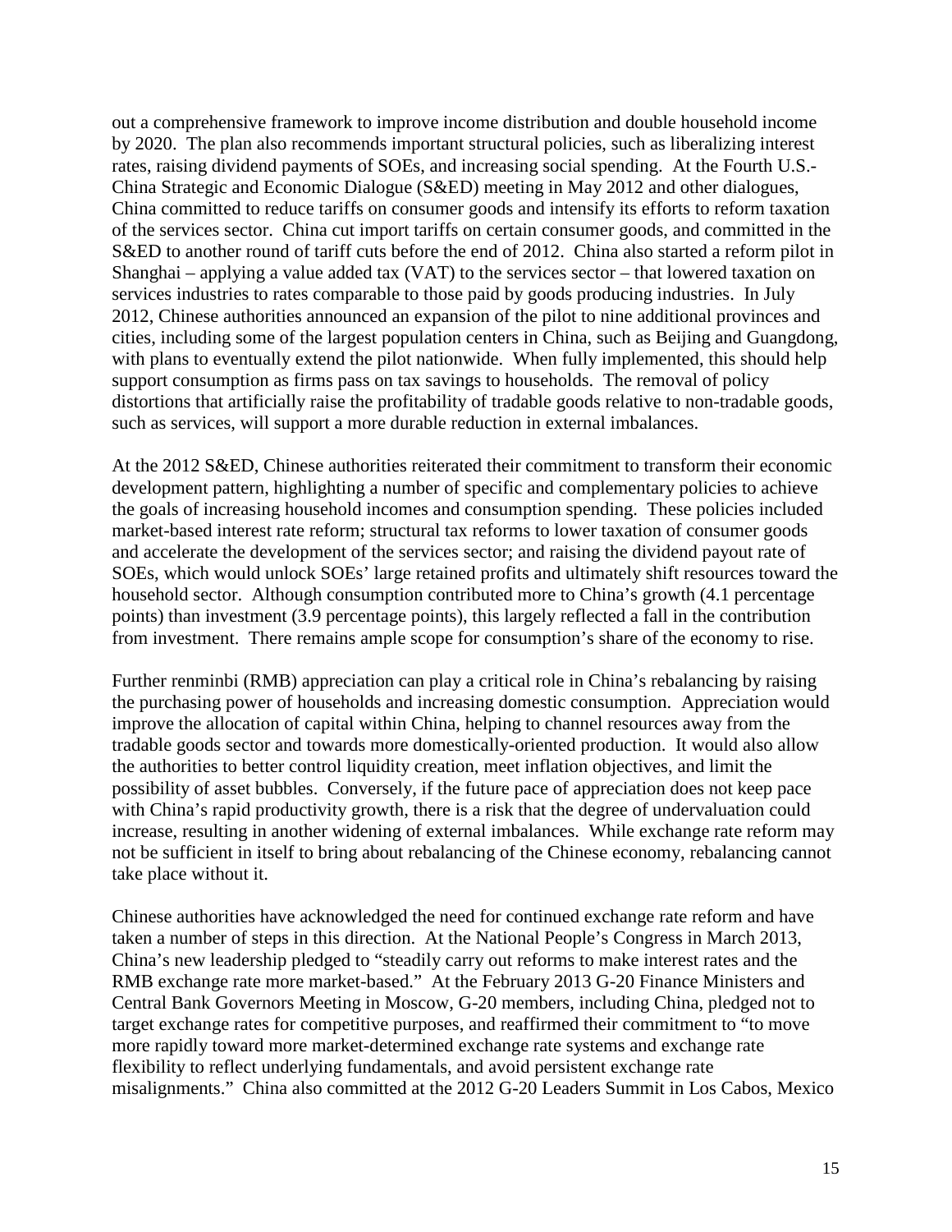out a comprehensive framework to improve income distribution and double household income by 2020. The plan also recommends important structural policies, such as liberalizing interest rates, raising dividend payments of SOEs, and increasing social spending. At the Fourth U.S.-China Strategic and Economic Dialogue (S&ED) meeting in May 2012 and other dialogues, China committed to reduce tariffs on consumer goods and intensify its efforts to reform taxation of the services sector. China cut import tariffs on certain consumer goods, and committed in the S&ED to another round of tariff cuts before the end of 2012. China also started a reform pilot in Shanghai – applying a value added tax (VAT) to the services sector – that lowered taxation on services industries to rates comparable to those paid by goods producing industries. In July 2012, Chinese authorities announced an expansion of the pilot to nine additional provinces and cities, including some of the largest population centers in China, such as Beijing and Guangdong, with plans to eventually extend the pilot nationwide. When fully implemented, this should help support consumption as firms pass on tax savings to households. The removal of policy distortions that artificially raise the profitability of tradable goods relative to non-tradable goods, such as services, will support a more durable reduction in external imbalances.

At the 2012 S&ED, Chinese authorities reiterated their commitment to transform their economic development pattern, highlighting a number of specific and complementary policies to achieve the goals of increasing household incomes and consumption spending. These policies included market-based interest rate reform; structural tax reforms to lower taxation of consumer goods and accelerate the development of the services sector; and raising the dividend payout rate of SOEs, which would unlock SOEs' large retained profits and ultimately shift resources toward the household sector. Although consumption contributed more to China's growth (4.1 percentage points) than investment (3.9 percentage points), this largely reflected a fall in the contribution from investment. There remains ample scope for consumption's share of the economy to rise.

Further renminbi (RMB) appreciation can play a critical role in China's rebalancing by raising the purchasing power of households and increasing domestic consumption. Appreciation would improve the allocation of capital within China, helping to channel resources away from the tradable goods sector and towards more domestically-oriented production. It would also allow the authorities to better control liquidity creation, meet inflation objectives, and limit the possibility of asset bubbles. Conversely, if the future pace of appreciation does not keep pace with China's rapid productivity growth, there is a risk that the degree of undervaluation could increase, resulting in another widening of external imbalances. While exchange rate reform may not be sufficient in itself to bring about rebalancing of the Chinese economy, rebalancing cannot take place without it.

Chinese authorities have acknowledged the need for continued exchange rate reform and have taken a number of steps in this direction. At the National People's Congress in March 2013, China's new leadership pledged to "steadily carry out reforms to make interest rates and the RMB exchange rate more market-based." At the February 2013 G-20 Finance Ministers and Central Bank Governors Meeting in Moscow, G-20 members, including China, pledged not to target exchange rates for competitive purposes, and reaffirmed their commitment to "to move more rapidly toward more market-determined exchange rate systems and exchange rate flexibility to reflect underlying fundamentals, and avoid persistent exchange rate misalignments." China also committed at the 2012 G-20 Leaders Summit in Los Cabos, Mexico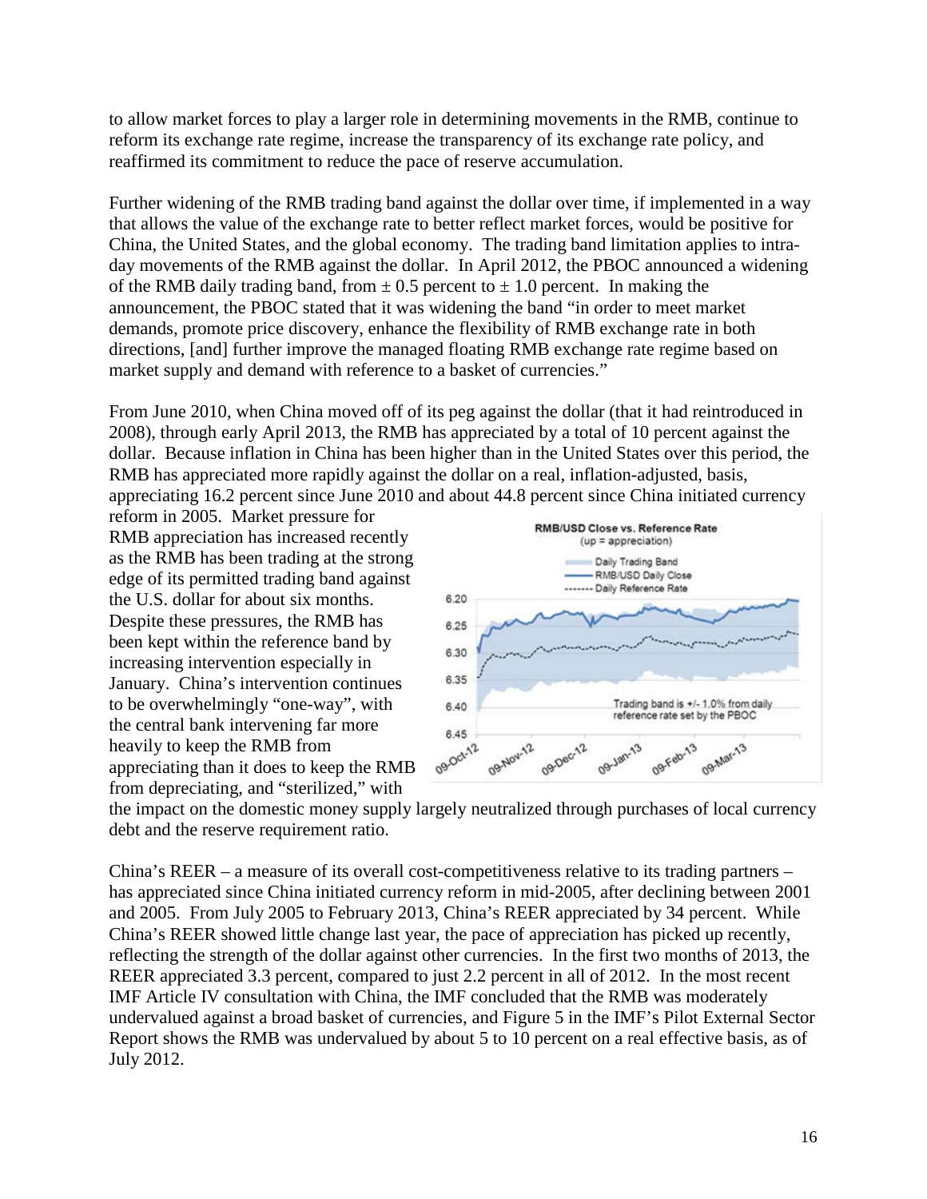to allow market forces to play a larger role in determining movements in the RMB, continue to reform its exchange rate regime, increase the transparency of its exchange rate policy, and reaffirmed its commitment to reduce the pace of reserve accumulation.

Further widening of the RMB trading band against the dollar over time, if implemented in a way that allows the value of the exchange rate to better reflect market forces, would be positive for China, the United States, and the global economy. The trading band limitation applies to intra-day movements of the RMB against the dollar. In April 2012, the PBOC announced a widening of the RMB daily trading band, from ± 0.5 percent to ± 1.0 percent. In making the announcement, the PBOC stated that it was widening the band "in order to meet market demands, promote price discovery, enhance the flexibility of RMB exchange rate in both directions, [and] further improve the managed floating RMB exchange rate regime based on market supply and demand with reference to a basket of currencies."

From June 2010, when China moved off of its peg against the dollar (that it had reintroduced in 2008), through early April 2013, the RMB has appreciated by a total of 10 percent against the dollar. Because inflation in China has been higher than in the United States over this period, the RMB has appreciated more rapidly against the dollar on a real, inflation-adjusted, basis, appreciating 16.2 percent since June 2010 and about 44.8 percent since China initiated currency reform in 2005. Market pressure for RMB appreciation has increased recently as the RMB has been trading at the strong edge of its permitted trading band against the U.S. dollar for about six months. Despite these pressures, the RMB has been kept within the reference band by increasing intervention especially in January. China's intervention continues to be overwhelmingly "one-way", with the central bank intervening far more heavily to keep the RMB from appreciating than it does to keep the RMB from depreciating, and "sterilized," with the impact on the domestic money supply largely neutralized through purchases of local currency debt and the reserve requirement ratio.

**RMB/USD Close vs. Reference Rate**
(up = appreciation)

- Daily Trading Band
- RMB/USD Daily Close
- Daily Reference Rate

Trading band is +/- 1.0% from daily reference rate set by the PBOC

China's REER – a measure of its overall cost-competitiveness relative to its trading partners – has appreciated since China initiated currency reform in mid-2005, after declining between 2001 and 2005. From July 2005 to February 2013, China's REER appreciated by 34 percent. While China's REER showed little change last year, the pace of appreciation has picked up recently, reflecting the strength of the dollar against other currencies. In the first two months of 2013, the REER appreciated 3.3 percent, compared to just 2.2 percent in all of 2012. In the most recent IMF Article IV consultation with China, the IMF concluded that the RMB was moderately undervalued against a broad basket of currencies, and Figure 5 in the IMF's Pilot External Sector Report shows the RMB was undervalued by about 5 to 10 percent on a real effective basis, as of July 2012.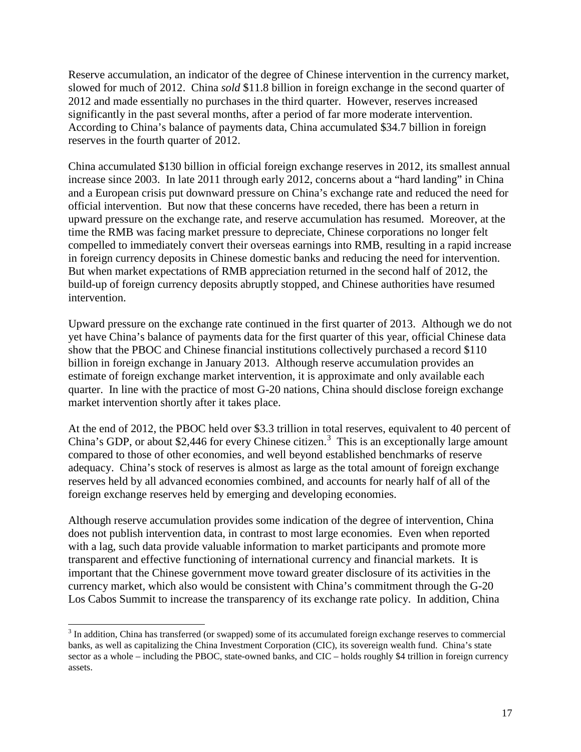Reserve accumulation, an indicator of the degree of Chinese intervention in the currency market, slowed for much of 2012. China *sold* $11.8 billion in foreign exchange in the second quarter of 2012 and made essentially no purchases in the third quarter. However, reserves increased significantly in the past several months, after a period of far more moderate intervention. According to China's balance of payments data, China accumulated $34.7 billion in foreign reserves in the fourth quarter of 2012.

China accumulated $130 billion in official foreign exchange reserves in 2012, its smallest annual increase since 2003. In late 2011 through early 2012, concerns about a "hard landing" in China and a European crisis put downward pressure on China's exchange rate and reduced the need for official intervention. But now that these concerns have receded, there has been a return in upward pressure on the exchange rate, and reserve accumulation has resumed. Moreover, at the time the RMB was facing market pressure to depreciate, Chinese corporations no longer felt compelled to immediately convert their overseas earnings into RMB, resulting in a rapid increase in foreign currency deposits in Chinese domestic banks and reducing the need for intervention. But when market expectations of RMB appreciation returned in the second half of 2012, the build-up of foreign currency deposits abruptly stopped, and Chinese authorities have resumed intervention.

Upward pressure on the exchange rate continued in the first quarter of 2013. Although we do not yet have China's balance of payments data for the first quarter of this year, official Chinese data show that the PBOC and Chinese financial institutions collectively purchased a record $110 billion in foreign exchange in January 2013. Although reserve accumulation provides an estimate of foreign exchange market intervention, it is approximate and only available each quarter. In line with the practice of most G-20 nations, China should disclose foreign exchange market intervention shortly after it takes place.

At the end of 2012, the PBOC held over $3.3 trillion in total reserves, equivalent to 40 percent of China's GDP, or about $2,446 for every Chinese citizen.[3] This is an exceptionally large amount compared to those of other economies, and well beyond established benchmarks of reserve adequacy. China's stock of reserves is almost as large as the total amount of foreign exchange reserves held by all advanced economies combined, and accounts for nearly half of all of the foreign exchange reserves held by emerging and developing economies.

Although reserve accumulation provides some indication of the degree of intervention, China does not publish intervention data, in contrast to most large economies. Even when reported with a lag, such data provide valuable information to market participants and promote more transparent and effective functioning of international currency and financial markets. It is important that the Chinese government move toward greater disclosure of its activities in the currency market, which also would be consistent with China's commitment through the G-20 Los Cabos Summit to increase the transparency of its exchange rate policy. In addition, China

[3] In addition, China has transferred (or swapped) some of its accumulated foreign exchange reserves to commercial banks, as well as capitalizing the China Investment Corporation (CIC), its sovereign wealth fund. China's state sector as a whole – including the PBOC, state-owned banks, and CIC – holds roughly $4 trillion in foreign currency assets.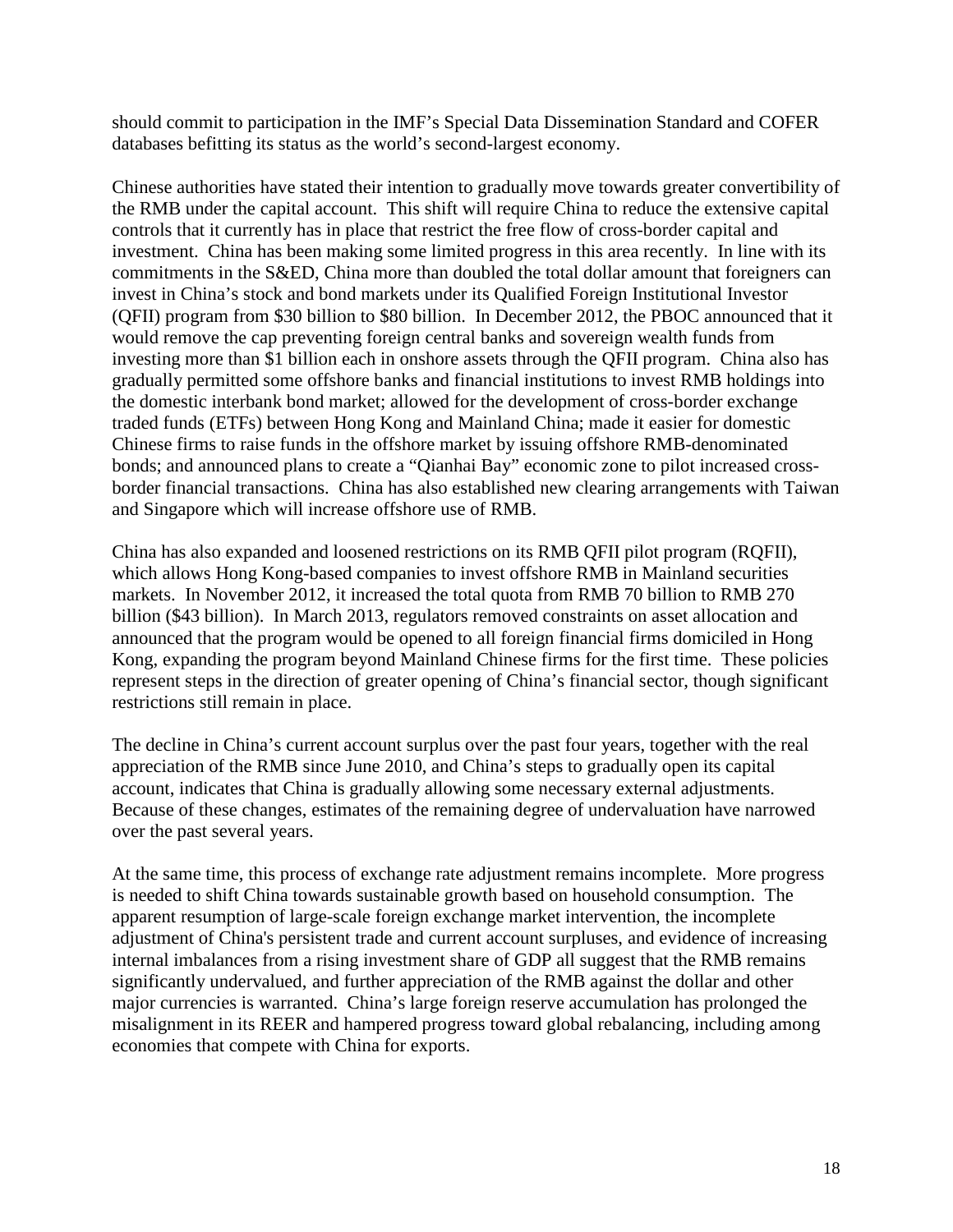should commit to participation in the IMF's Special Data Dissemination Standard and COFER databases befitting its status as the world's second-largest economy.

Chinese authorities have stated their intention to gradually move towards greater convertibility of the RMB under the capital account. This shift will require China to reduce the extensive capital controls that it currently has in place that restrict the free flow of cross-border capital and investment. China has been making some limited progress in this area recently. In line with its commitments in the S&ED, China more than doubled the total dollar amount that foreigners can invest in China's stock and bond markets under its Qualified Foreign Institutional Investor (QFII) program from $30 billion to $80 billion. In December 2012, the PBOC announced that it would remove the cap preventing foreign central banks and sovereign wealth funds from investing more than $1 billion each in onshore assets through the QFII program. China also has gradually permitted some offshore banks and financial institutions to invest RMB holdings into the domestic interbank bond market; allowed for the development of cross-border exchange traded funds (ETFs) between Hong Kong and Mainland China; made it easier for domestic Chinese firms to raise funds in the offshore market by issuing offshore RMB-denominated bonds; and announced plans to create a "Qianhai Bay" economic zone to pilot increased cross-border financial transactions. China has also established new clearing arrangements with Taiwan and Singapore which will increase offshore use of RMB.

China has also expanded and loosened restrictions on its RMB QFII pilot program (RQFII), which allows Hong Kong-based companies to invest offshore RMB in Mainland securities markets. In November 2012, it increased the total quota from RMB 70 billion to RMB 270 billion ($43 billion). In March 2013, regulators removed constraints on asset allocation and announced that the program would be opened to all foreign financial firms domiciled in Hong Kong, expanding the program beyond Mainland Chinese firms for the first time. These policies represent steps in the direction of greater opening of China's financial sector, though significant restrictions still remain in place.

The decline in China's current account surplus over the past four years, together with the real appreciation of the RMB since June 2010, and China's steps to gradually open its capital account, indicates that China is gradually allowing some necessary external adjustments. Because of these changes, estimates of the remaining degree of undervaluation have narrowed over the past several years.

At the same time, this process of exchange rate adjustment remains incomplete. More progress is needed to shift China towards sustainable growth based on household consumption. The apparent resumption of large-scale foreign exchange market intervention, the incomplete adjustment of China's persistent trade and current account surpluses, and evidence of increasing internal imbalances from a rising investment share of GDP all suggest that the RMB remains significantly undervalued, and further appreciation of the RMB against the dollar and other major currencies is warranted. China's large foreign reserve accumulation has prolonged the misalignment in its REER and hampered progress toward global rebalancing, including among economies that compete with China for exports.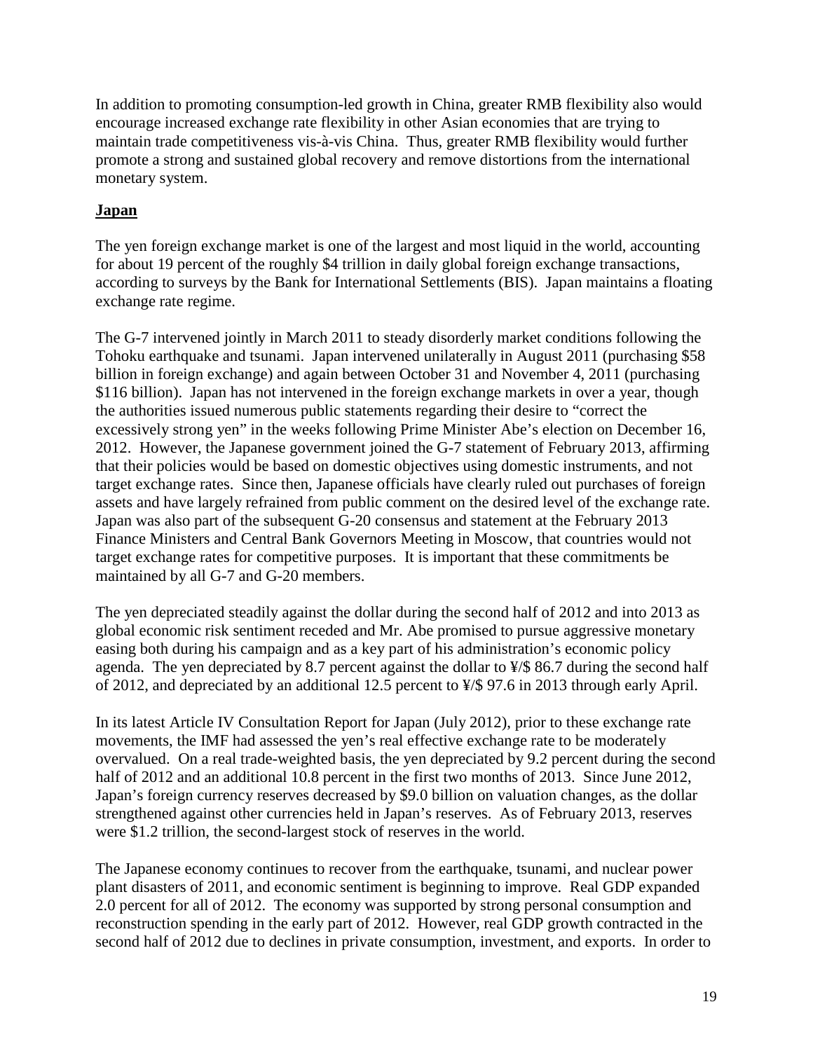In addition to promoting consumption-led growth in China, greater RMB flexibility also would encourage increased exchange rate flexibility in other Asian economies that are trying to maintain trade competitiveness vis-à-vis China. Thus, greater RMB flexibility would further promote a strong and sustained global recovery and remove distortions from the international monetary system.

## **Japan**

The yen foreign exchange market is one of the largest and most liquid in the world, accounting for about 19 percent of the roughly $4 trillion in daily global foreign exchange transactions, according to surveys by the Bank for International Settlements (BIS). Japan maintains a floating exchange rate regime.

The G-7 intervened jointly in March 2011 to steady disorderly market conditions following the Tohoku earthquake and tsunami. Japan intervened unilaterally in August 2011 (purchasing $58 billion in foreign exchange) and again between October 31 and November 4, 2011 (purchasing $116 billion). Japan has not intervened in the foreign exchange markets in over a year, though the authorities issued numerous public statements regarding their desire to "correct the excessively strong yen" in the weeks following Prime Minister Abe's election on December 16, 2012. However, the Japanese government joined the G-7 statement of February 2013, affirming that their policies would be based on domestic objectives using domestic instruments, and not target exchange rates. Since then, Japanese officials have clearly ruled out purchases of foreign assets and have largely refrained from public comment on the desired level of the exchange rate. Japan was also part of the subsequent G-20 consensus and statement at the February 2013 Finance Ministers and Central Bank Governors Meeting in Moscow, that countries would not target exchange rates for competitive purposes. It is important that these commitments be maintained by all G-7 and G-20 members.

The yen depreciated steadily against the dollar during the second half of 2012 and into 2013 as global economic risk sentiment receded and Mr. Abe promised to pursue aggressive monetary easing both during his campaign and as a key part of his administration's economic policy agenda. The yen depreciated by 8.7 percent against the dollar to ¥/$ 86.7 during the second half of 2012, and depreciated by an additional 12.5 percent to ¥/$ 97.6 in 2013 through early April.

In its latest Article IV Consultation Report for Japan (July 2012), prior to these exchange rate movements, the IMF had assessed the yen's real effective exchange rate to be moderately overvalued. On a real trade-weighted basis, the yen depreciated by 9.2 percent during the second half of 2012 and an additional 10.8 percent in the first two months of 2013. Since June 2012, Japan's foreign currency reserves decreased by $9.0 billion on valuation changes, as the dollar strengthened against other currencies held in Japan's reserves. As of February 2013, reserves were $1.2 trillion, the second-largest stock of reserves in the world.

The Japanese economy continues to recover from the earthquake, tsunami, and nuclear power plant disasters of 2011, and economic sentiment is beginning to improve. Real GDP expanded 2.0 percent for all of 2012. The economy was supported by strong personal consumption and reconstruction spending in the early part of 2012. However, real GDP growth contracted in the second half of 2012 due to declines in private consumption, investment, and exports. In order to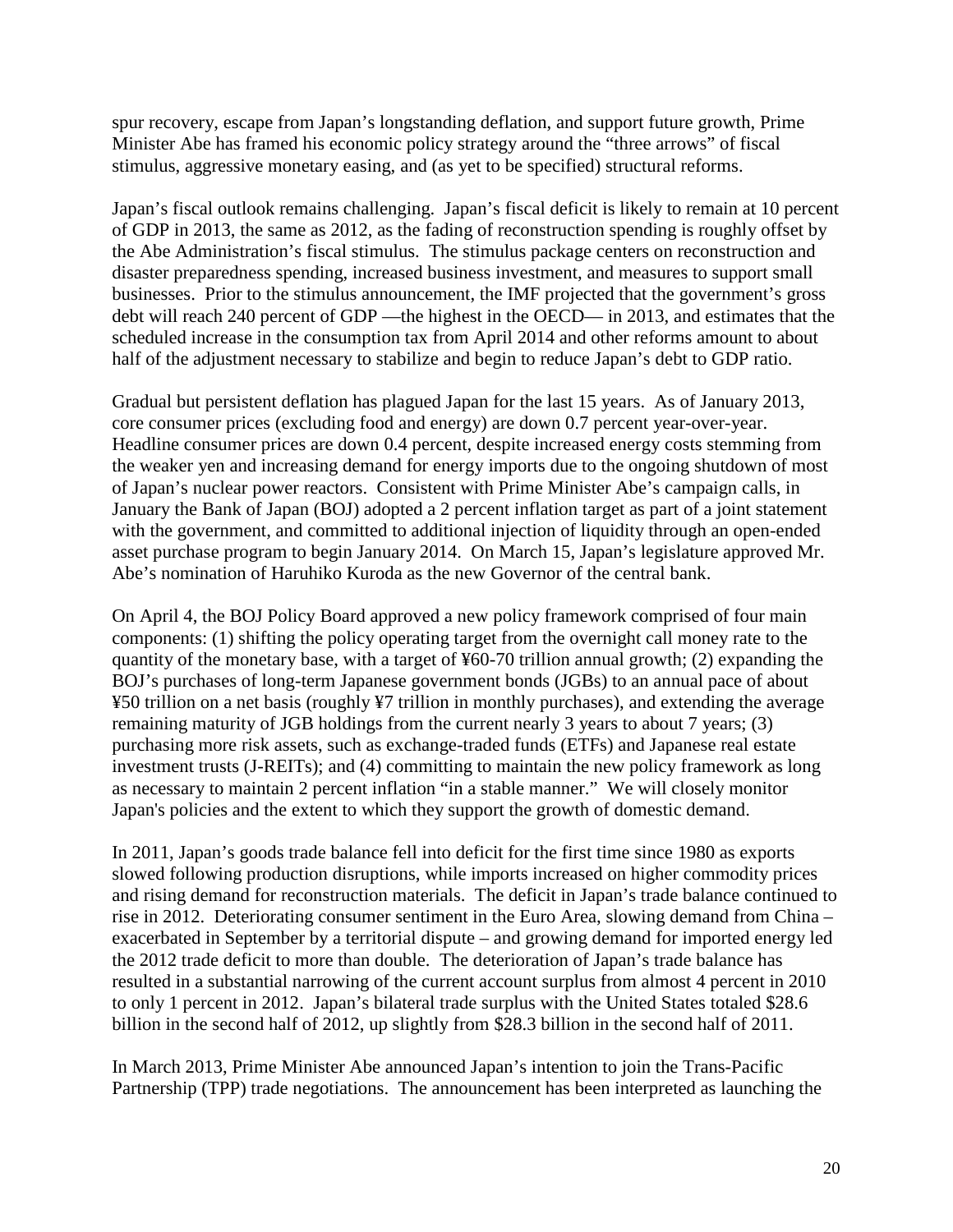spur recovery, escape from Japan's longstanding deflation, and support future growth, Prime Minister Abe has framed his economic policy strategy around the "three arrows" of fiscal stimulus, aggressive monetary easing, and (as yet to be specified) structural reforms.

Japan's fiscal outlook remains challenging. Japan's fiscal deficit is likely to remain at 10 percent of GDP in 2013, the same as 2012, as the fading of reconstruction spending is roughly offset by the Abe Administration's fiscal stimulus. The stimulus package centers on reconstruction and disaster preparedness spending, increased business investment, and measures to support small businesses. Prior to the stimulus announcement, the IMF projected that the government's gross debt will reach 240 percent of GDP —the highest in the OECD— in 2013, and estimates that the scheduled increase in the consumption tax from April 2014 and other reforms amount to about half of the adjustment necessary to stabilize and begin to reduce Japan's debt to GDP ratio.

Gradual but persistent deflation has plagued Japan for the last 15 years. As of January 2013, core consumer prices (excluding food and energy) are down 0.7 percent year-over-year. Headline consumer prices are down 0.4 percent, despite increased energy costs stemming from the weaker yen and increasing demand for energy imports due to the ongoing shutdown of most of Japan's nuclear power reactors. Consistent with Prime Minister Abe's campaign calls, in January the Bank of Japan (BOJ) adopted a 2 percent inflation target as part of a joint statement with the government, and committed to additional injection of liquidity through an open-ended asset purchase program to begin January 2014. On March 15, Japan's legislature approved Mr. Abe's nomination of Haruhiko Kuroda as the new Governor of the central bank.

On April 4, the BOJ Policy Board approved a new policy framework comprised of four main components: (1) shifting the policy operating target from the overnight call money rate to the quantity of the monetary base, with a target of ¥60-70 trillion annual growth; (2) expanding the BOJ's purchases of long-term Japanese government bonds (JGBs) to an annual pace of about ¥50 trillion on a net basis (roughly ¥7 trillion in monthly purchases), and extending the average remaining maturity of JGB holdings from the current nearly 3 years to about 7 years; (3) purchasing more risk assets, such as exchange-traded funds (ETFs) and Japanese real estate investment trusts (J-REITs); and (4) committing to maintain the new policy framework as long as necessary to maintain 2 percent inflation "in a stable manner." We will closely monitor Japan's policies and the extent to which they support the growth of domestic demand.

In 2011, Japan's goods trade balance fell into deficit for the first time since 1980 as exports slowed following production disruptions, while imports increased on higher commodity prices and rising demand for reconstruction materials. The deficit in Japan's trade balance continued to rise in 2012. Deteriorating consumer sentiment in the Euro Area, slowing demand from China – exacerbated in September by a territorial dispute – and growing demand for imported energy led the 2012 trade deficit to more than double. The deterioration of Japan's trade balance has resulted in a substantial narrowing of the current account surplus from almost 4 percent in 2010 to only 1 percent in 2012. Japan's bilateral trade surplus with the United States totaled $28.6 billion in the second half of 2012, up slightly from $28.3 billion in the second half of 2011.

In March 2013, Prime Minister Abe announced Japan's intention to join the Trans-Pacific Partnership (TPP) trade negotiations. The announcement has been interpreted as launching the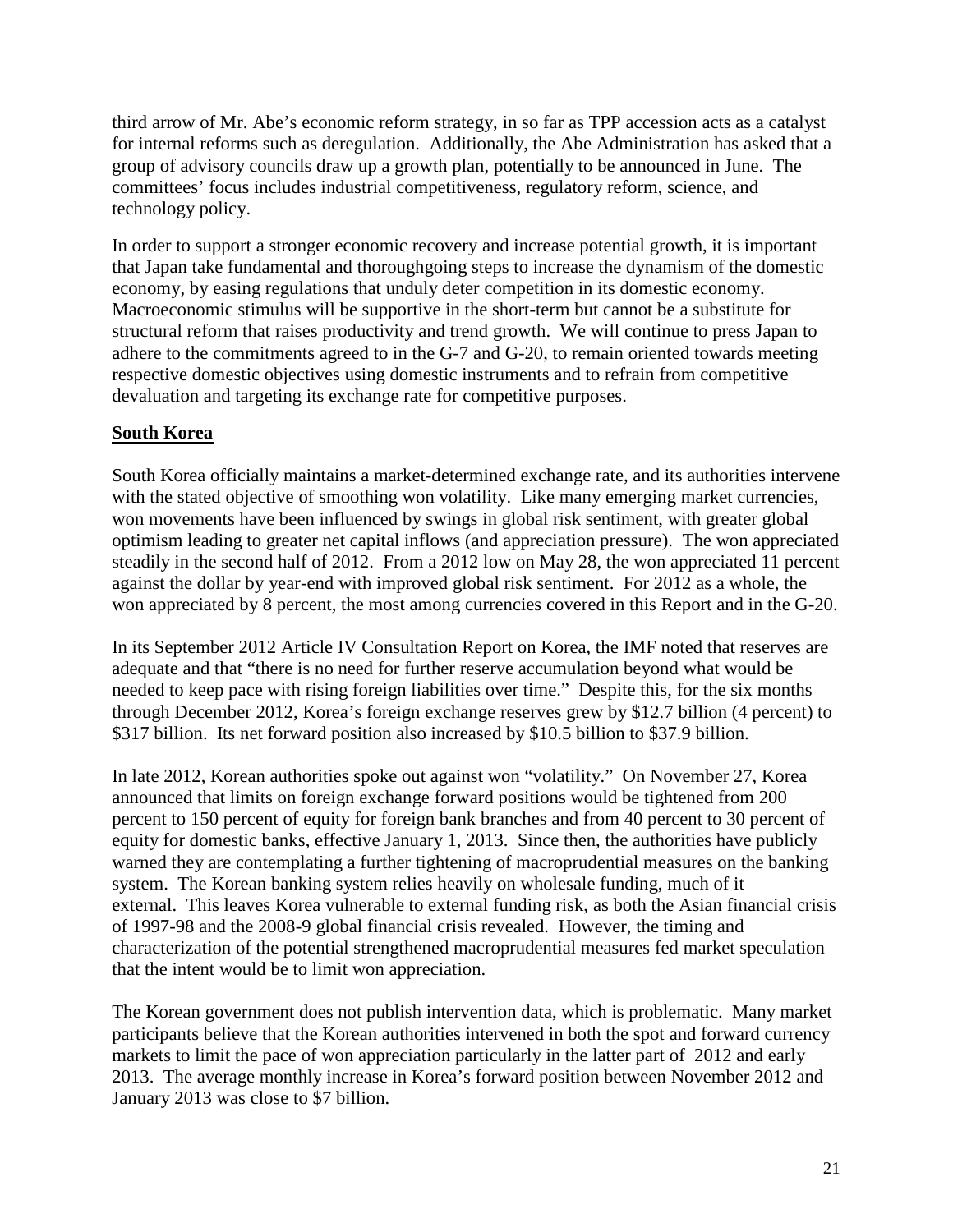third arrow of Mr. Abe's economic reform strategy, in so far as TPP accession acts as a catalyst for internal reforms such as deregulation. Additionally, the Abe Administration has asked that a group of advisory councils draw up a growth plan, potentially to be announced in June. The committees' focus includes industrial competitiveness, regulatory reform, science, and technology policy.

In order to support a stronger economic recovery and increase potential growth, it is important that Japan take fundamental and thoroughgoing steps to increase the dynamism of the domestic economy, by easing regulations that unduly deter competition in its domestic economy. Macroeconomic stimulus will be supportive in the short-term but cannot be a substitute for structural reform that raises productivity and trend growth. We will continue to press Japan to adhere to the commitments agreed to in the G-7 and G-20, to remain oriented towards meeting respective domestic objectives using domestic instruments and to refrain from competitive devaluation and targeting its exchange rate for competitive purposes.

## South Korea

South Korea officially maintains a market-determined exchange rate, and its authorities intervene with the stated objective of smoothing won volatility. Like many emerging market currencies, won movements have been influenced by swings in global risk sentiment, with greater global optimism leading to greater net capital inflows (and appreciation pressure). The won appreciated steadily in the second half of 2012. From a 2012 low on May 28, the won appreciated 11 percent against the dollar by year-end with improved global risk sentiment. For 2012 as a whole, the won appreciated by 8 percent, the most among currencies covered in this Report and in the G-20.

In its September 2012 Article IV Consultation Report on Korea, the IMF noted that reserves are adequate and that "there is no need for further reserve accumulation beyond what would be needed to keep pace with rising foreign liabilities over time." Despite this, for the six months through December 2012, Korea's foreign exchange reserves grew by $12.7 billion (4 percent) to $317 billion. Its net forward position also increased by $10.5 billion to $37.9 billion.

In late 2012, Korean authorities spoke out against won "volatility." On November 27, Korea announced that limits on foreign exchange forward positions would be tightened from 200 percent to 150 percent of equity for foreign bank branches and from 40 percent to 30 percent of equity for domestic banks, effective January 1, 2013. Since then, the authorities have publicly warned they are contemplating a further tightening of macroprudential measures on the banking system. The Korean banking system relies heavily on wholesale funding, much of it external. This leaves Korea vulnerable to external funding risk, as both the Asian financial crisis of 1997-98 and the 2008-9 global financial crisis revealed. However, the timing and characterization of the potential strengthened macroprudential measures fed market speculation that the intent would be to limit won appreciation.

The Korean government does not publish intervention data, which is problematic. Many market participants believe that the Korean authorities intervened in both the spot and forward currency markets to limit the pace of won appreciation particularly in the latter part of 2012 and early 2013. The average monthly increase in Korea's forward position between November 2012 and January 2013 was close to $7 billion.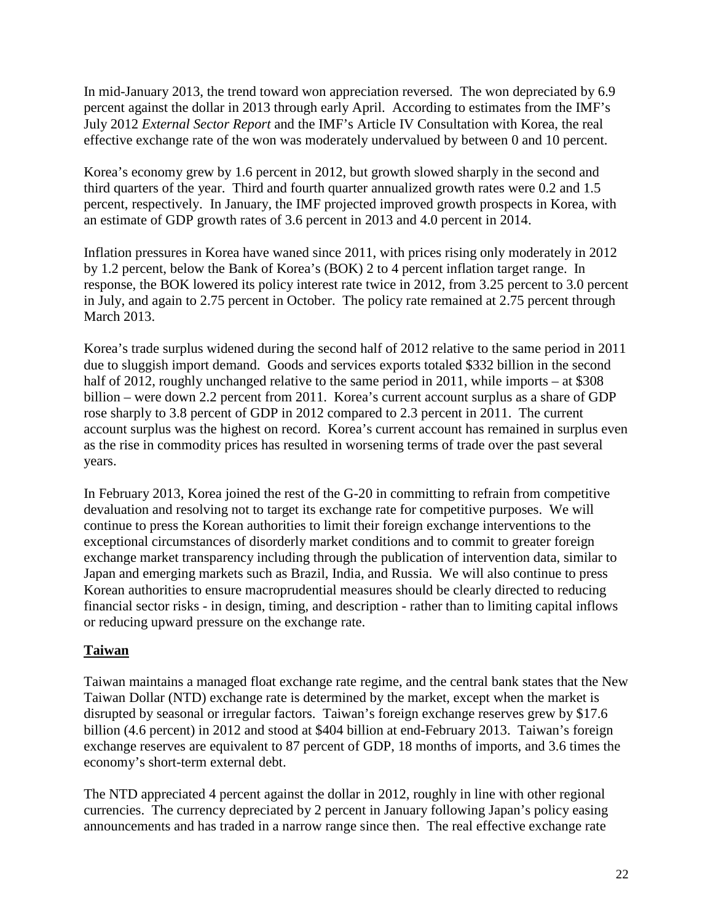In mid-January 2013, the trend toward won appreciation reversed. The won depreciated by 6.9 percent against the dollar in 2013 through early April. According to estimates from the IMF's July 2012 *External Sector Report* and the IMF's Article IV Consultation with Korea, the real effective exchange rate of the won was moderately undervalued by between 0 and 10 percent.

Korea's economy grew by 1.6 percent in 2012, but growth slowed sharply in the second and third quarters of the year. Third and fourth quarter annualized growth rates were 0.2 and 1.5 percent, respectively. In January, the IMF projected improved growth prospects in Korea, with an estimate of GDP growth rates of 3.6 percent in 2013 and 4.0 percent in 2014.

Inflation pressures in Korea have waned since 2011, with prices rising only moderately in 2012 by 1.2 percent, below the Bank of Korea's (BOK) 2 to 4 percent inflation target range. In response, the BOK lowered its policy interest rate twice in 2012, from 3.25 percent to 3.0 percent in July, and again to 2.75 percent in October. The policy rate remained at 2.75 percent through March 2013.

Korea's trade surplus widened during the second half of 2012 relative to the same period in 2011 due to sluggish import demand. Goods and services exports totaled $332 billion in the second half of 2012, roughly unchanged relative to the same period in 2011, while imports – at $308 billion – were down 2.2 percent from 2011. Korea's current account surplus as a share of GDP rose sharply to 3.8 percent of GDP in 2012 compared to 2.3 percent in 2011. The current account surplus was the highest on record. Korea's current account has remained in surplus even as the rise in commodity prices has resulted in worsening terms of trade over the past several years.

In February 2013, Korea joined the rest of the G-20 in committing to refrain from competitive devaluation and resolving not to target its exchange rate for competitive purposes. We will continue to press the Korean authorities to limit their foreign exchange interventions to the exceptional circumstances of disorderly market conditions and to commit to greater foreign exchange market transparency including through the publication of intervention data, similar to Japan and emerging markets such as Brazil, India, and Russia. We will also continue to press Korean authorities to ensure macroprudential measures should be clearly directed to reducing financial sector risks - in design, timing, and description - rather than to limiting capital inflows or reducing upward pressure on the exchange rate.

## Taiwan

Taiwan maintains a managed float exchange rate regime, and the central bank states that the New Taiwan Dollar (NTD) exchange rate is determined by the market, except when the market is disrupted by seasonal or irregular factors. Taiwan's foreign exchange reserves grew by $17.6 billion (4.6 percent) in 2012 and stood at $404 billion at end-February 2013. Taiwan's foreign exchange reserves are equivalent to 87 percent of GDP, 18 months of imports, and 3.6 times the economy's short-term external debt.

The NTD appreciated 4 percent against the dollar in 2012, roughly in line with other regional currencies. The currency depreciated by 2 percent in January following Japan's policy easing announcements and has traded in a narrow range since then. The real effective exchange rate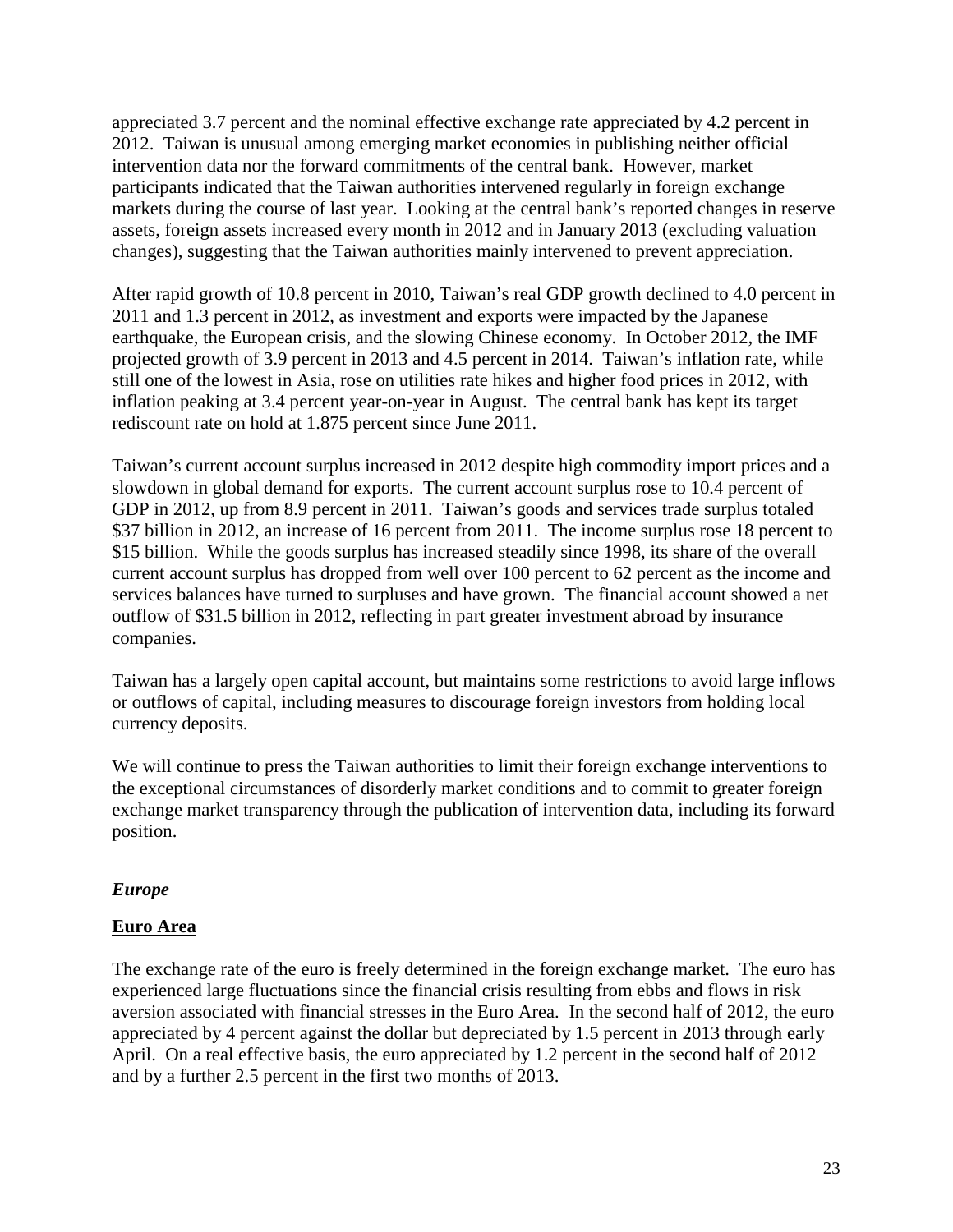appreciated 3.7 percent and the nominal effective exchange rate appreciated by 4.2 percent in 2012. Taiwan is unusual among emerging market economies in publishing neither official intervention data nor the forward commitments of the central bank. However, market participants indicated that the Taiwan authorities intervened regularly in foreign exchange markets during the course of last year. Looking at the central bank's reported changes in reserve assets, foreign assets increased every month in 2012 and in January 2013 (excluding valuation changes), suggesting that the Taiwan authorities mainly intervened to prevent appreciation.

After rapid growth of 10.8 percent in 2010, Taiwan's real GDP growth declined to 4.0 percent in 2011 and 1.3 percent in 2012, as investment and exports were impacted by the Japanese earthquake, the European crisis, and the slowing Chinese economy. In October 2012, the IMF projected growth of 3.9 percent in 2013 and 4.5 percent in 2014. Taiwan's inflation rate, while still one of the lowest in Asia, rose on utilities rate hikes and higher food prices in 2012, with inflation peaking at 3.4 percent year-on-year in August. The central bank has kept its target rediscount rate on hold at 1.875 percent since June 2011.

Taiwan's current account surplus increased in 2012 despite high commodity import prices and a slowdown in global demand for exports. The current account surplus rose to 10.4 percent of GDP in 2012, up from 8.9 percent in 2011. Taiwan's goods and services trade surplus totaled $37 billion in 2012, an increase of 16 percent from 2011. The income surplus rose 18 percent to $15 billion. While the goods surplus has increased steadily since 1998, its share of the overall current account surplus has dropped from well over 100 percent to 62 percent as the income and services balances have turned to surpluses and have grown. The financial account showed a net outflow of $31.5 billion in 2012, reflecting in part greater investment abroad by insurance companies.

Taiwan has a largely open capital account, but maintains some restrictions to avoid large inflows or outflows of capital, including measures to discourage foreign investors from holding local currency deposits.

We will continue to press the Taiwan authorities to limit their foreign exchange interventions to the exceptional circumstances of disorderly market conditions and to commit to greater foreign exchange market transparency through the publication of intervention data, including its forward position.

### *Europe*

#### Euro Area

The exchange rate of the euro is freely determined in the foreign exchange market. The euro has experienced large fluctuations since the financial crisis resulting from ebbs and flows in risk aversion associated with financial stresses in the Euro Area. In the second half of 2012, the euro appreciated by 4 percent against the dollar but depreciated by 1.5 percent in 2013 through early April. On a real effective basis, the euro appreciated by 1.2 percent in the second half of 2012 and by a further 2.5 percent in the first two months of 2013.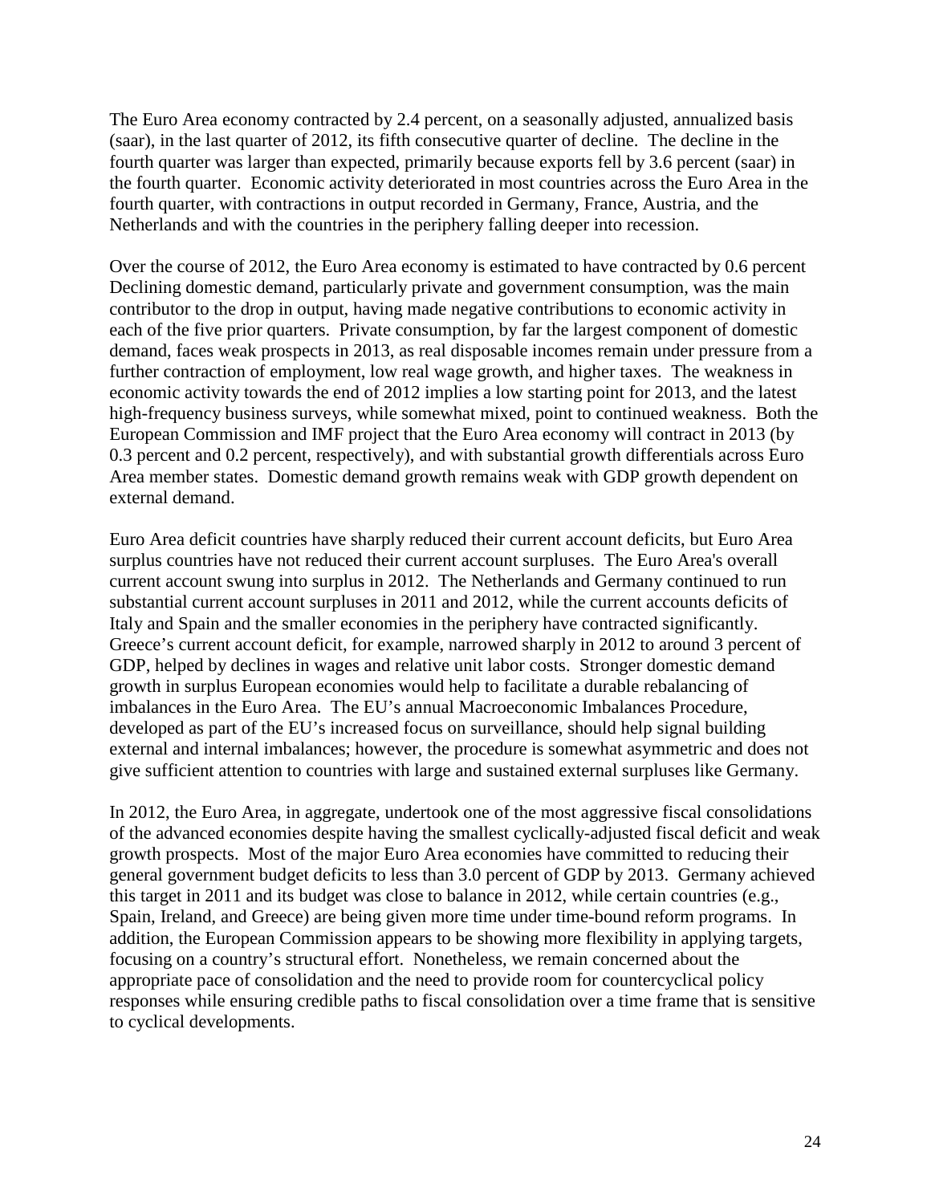The Euro Area economy contracted by 2.4 percent, on a seasonally adjusted, annualized basis (saar), in the last quarter of 2012, its fifth consecutive quarter of decline. The decline in the fourth quarter was larger than expected, primarily because exports fell by 3.6 percent (saar) in the fourth quarter. Economic activity deteriorated in most countries across the Euro Area in the fourth quarter, with contractions in output recorded in Germany, France, Austria, and the Netherlands and with the countries in the periphery falling deeper into recession.

Over the course of 2012, the Euro Area economy is estimated to have contracted by 0.6 percent Declining domestic demand, particularly private and government consumption, was the main contributor to the drop in output, having made negative contributions to economic activity in each of the five prior quarters. Private consumption, by far the largest component of domestic demand, faces weak prospects in 2013, as real disposable incomes remain under pressure from a further contraction of employment, low real wage growth, and higher taxes. The weakness in economic activity towards the end of 2012 implies a low starting point for 2013, and the latest high-frequency business surveys, while somewhat mixed, point to continued weakness. Both the European Commission and IMF project that the Euro Area economy will contract in 2013 (by 0.3 percent and 0.2 percent, respectively), and with substantial growth differentials across Euro Area member states. Domestic demand growth remains weak with GDP growth dependent on external demand.

Euro Area deficit countries have sharply reduced their current account deficits, but Euro Area surplus countries have not reduced their current account surpluses. The Euro Area's overall current account swung into surplus in 2012. The Netherlands and Germany continued to run substantial current account surpluses in 2011 and 2012, while the current accounts deficits of Italy and Spain and the smaller economies in the periphery have contracted significantly. Greece's current account deficit, for example, narrowed sharply in 2012 to around 3 percent of GDP, helped by declines in wages and relative unit labor costs. Stronger domestic demand growth in surplus European economies would help to facilitate a durable rebalancing of imbalances in the Euro Area. The EU's annual Macroeconomic Imbalances Procedure, developed as part of the EU's increased focus on surveillance, should help signal building external and internal imbalances; however, the procedure is somewhat asymmetric and does not give sufficient attention to countries with large and sustained external surpluses like Germany.

In 2012, the Euro Area, in aggregate, undertook one of the most aggressive fiscal consolidations of the advanced economies despite having the smallest cyclically-adjusted fiscal deficit and weak growth prospects. Most of the major Euro Area economies have committed to reducing their general government budget deficits to less than 3.0 percent of GDP by 2013. Germany achieved this target in 2011 and its budget was close to balance in 2012, while certain countries (e.g., Spain, Ireland, and Greece) are being given more time under time-bound reform programs. In addition, the European Commission appears to be showing more flexibility in applying targets, focusing on a country's structural effort. Nonetheless, we remain concerned about the appropriate pace of consolidation and the need to provide room for countercyclical policy responses while ensuring credible paths to fiscal consolidation over a time frame that is sensitive to cyclical developments.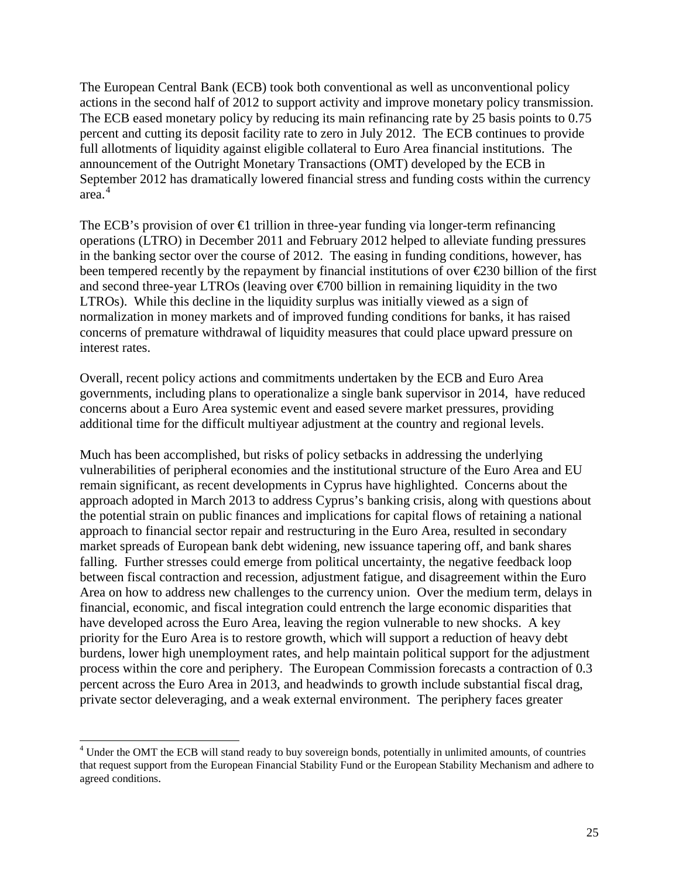The European Central Bank (ECB) took both conventional as well as unconventional policy actions in the second half of 2012 to support activity and improve monetary policy transmission. The ECB eased monetary policy by reducing its main refinancing rate by 25 basis points to 0.75 percent and cutting its deposit facility rate to zero in July 2012. The ECB continues to provide full allotments of liquidity against eligible collateral to Euro Area financial institutions. The announcement of the Outright Monetary Transactions (OMT) developed by the ECB in September 2012 has dramatically lowered financial stress and funding costs within the currency area.[4]

The ECB's provision of over €1 trillion in three-year funding via longer-term refinancing operations (LTRO) in December 2011 and February 2012 helped to alleviate funding pressures in the banking sector over the course of 2012. The easing in funding conditions, however, has been tempered recently by the repayment by financial institutions of over €230 billion of the first and second three-year LTROs (leaving over €700 billion in remaining liquidity in the two LTROs). While this decline in the liquidity surplus was initially viewed as a sign of normalization in money markets and of improved funding conditions for banks, it has raised concerns of premature withdrawal of liquidity measures that could place upward pressure on interest rates.

Overall, recent policy actions and commitments undertaken by the ECB and Euro Area governments, including plans to operationalize a single bank supervisor in 2014, have reduced concerns about a Euro Area systemic event and eased severe market pressures, providing additional time for the difficult multiyear adjustment at the country and regional levels.

Much has been accomplished, but risks of policy setbacks in addressing the underlying vulnerabilities of peripheral economies and the institutional structure of the Euro Area and EU remain significant, as recent developments in Cyprus have highlighted. Concerns about the approach adopted in March 2013 to address Cyprus's banking crisis, along with questions about the potential strain on public finances and implications for capital flows of retaining a national approach to financial sector repair and restructuring in the Euro Area, resulted in secondary market spreads of European bank debt widening, new issuance tapering off, and bank shares falling. Further stresses could emerge from political uncertainty, the negative feedback loop between fiscal contraction and recession, adjustment fatigue, and disagreement within the Euro Area on how to address new challenges to the currency union. Over the medium term, delays in financial, economic, and fiscal integration could entrench the large economic disparities that have developed across the Euro Area, leaving the region vulnerable to new shocks. A key priority for the Euro Area is to restore growth, which will support a reduction of heavy debt burdens, lower high unemployment rates, and help maintain political support for the adjustment process within the core and periphery. The European Commission forecasts a contraction of 0.3 percent across the Euro Area in 2013, and headwinds to growth include substantial fiscal drag, private sector deleveraging, and a weak external environment. The periphery faces greater

[4] Under the OMT the ECB will stand ready to buy sovereign bonds, potentially in unlimited amounts, of countries that request support from the European Financial Stability Fund or the European Stability Mechanism and adhere to agreed conditions.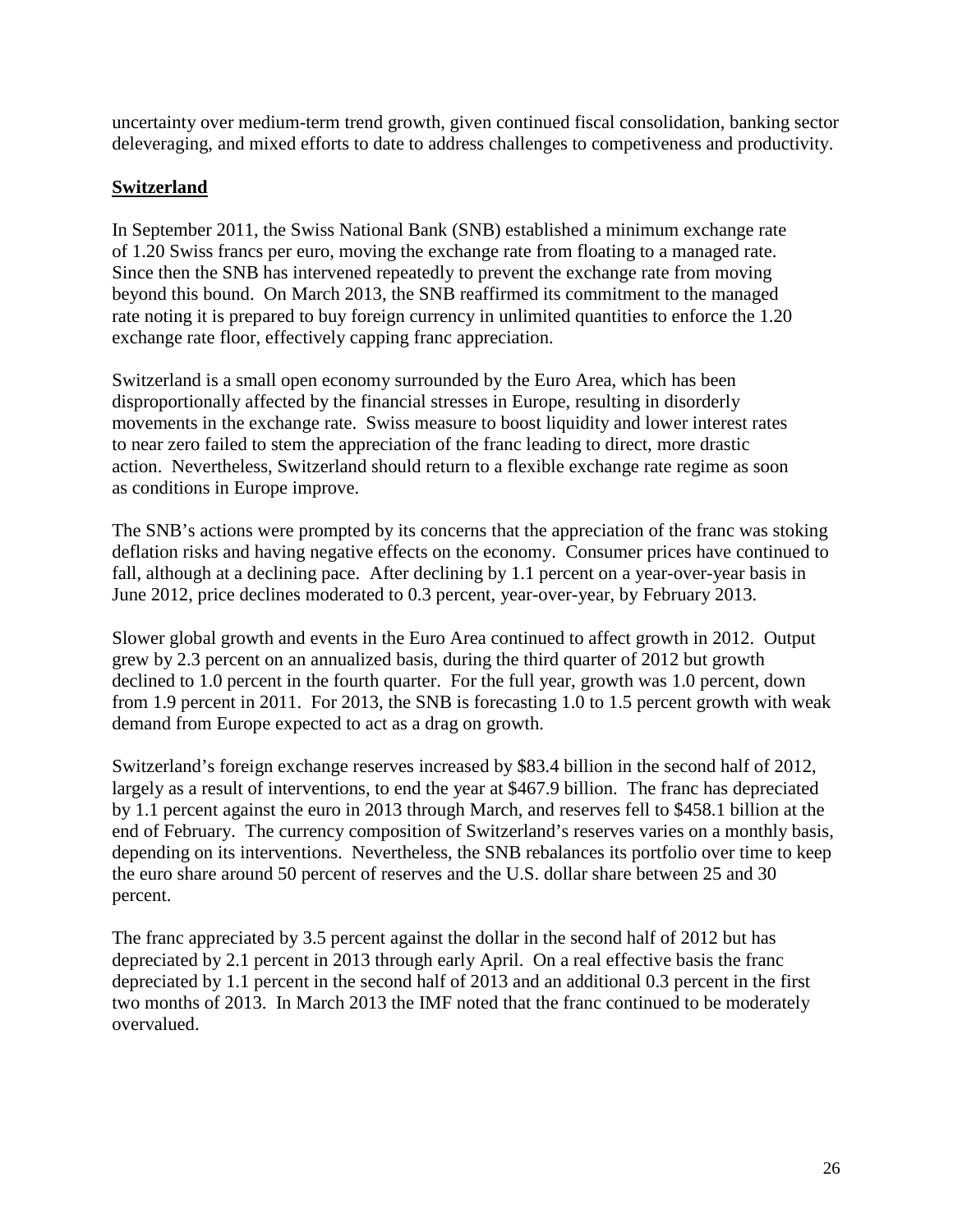uncertainty over medium-term trend growth, given continued fiscal consolidation, banking sector deleveraging, and mixed efforts to date to address challenges to competiveness and productivity.

## Switzerland

In September 2011, the Swiss National Bank (SNB) established a minimum exchange rate of 1.20 Swiss francs per euro, moving the exchange rate from floating to a managed rate. Since then the SNB has intervened repeatedly to prevent the exchange rate from moving beyond this bound. On March 2013, the SNB reaffirmed its commitment to the managed rate noting it is prepared to buy foreign currency in unlimited quantities to enforce the 1.20 exchange rate floor, effectively capping franc appreciation.

Switzerland is a small open economy surrounded by the Euro Area, which has been disproportionally affected by the financial stresses in Europe, resulting in disorderly movements in the exchange rate. Swiss measure to boost liquidity and lower interest rates to near zero failed to stem the appreciation of the franc leading to direct, more drastic action. Nevertheless, Switzerland should return to a flexible exchange rate regime as soon as conditions in Europe improve.

The SNB's actions were prompted by its concerns that the appreciation of the franc was stoking deflation risks and having negative effects on the economy. Consumer prices have continued to fall, although at a declining pace. After declining by 1.1 percent on a year-over-year basis in June 2012, price declines moderated to 0.3 percent, year-over-year, by February 2013.

Slower global growth and events in the Euro Area continued to affect growth in 2012. Output grew by 2.3 percent on an annualized basis, during the third quarter of 2012 but growth declined to 1.0 percent in the fourth quarter. For the full year, growth was 1.0 percent, down from 1.9 percent in 2011. For 2013, the SNB is forecasting 1.0 to 1.5 percent growth with weak demand from Europe expected to act as a drag on growth.

Switzerland's foreign exchange reserves increased by $83.4 billion in the second half of 2012, largely as a result of interventions, to end the year at $467.9 billion. The franc has depreciated by 1.1 percent against the euro in 2013 through March, and reserves fell to $458.1 billion at the end of February. The currency composition of Switzerland's reserves varies on a monthly basis, depending on its interventions. Nevertheless, the SNB rebalances its portfolio over time to keep the euro share around 50 percent of reserves and the U.S. dollar share between 25 and 30 percent.

The franc appreciated by 3.5 percent against the dollar in the second half of 2012 but has depreciated by 2.1 percent in 2013 through early April. On a real effective basis the franc depreciated by 1.1 percent in the second half of 2013 and an additional 0.3 percent in the first two months of 2013. In March 2013 the IMF noted that the franc continued to be moderately overvalued.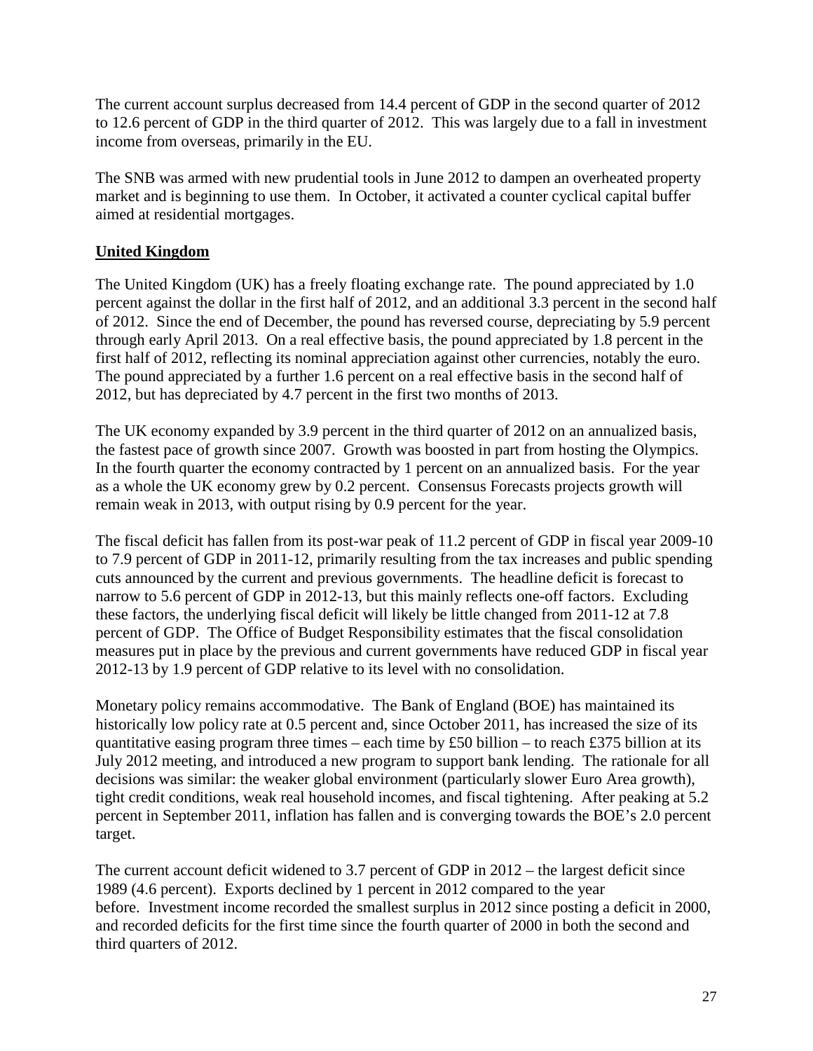The current account surplus decreased from 14.4 percent of GDP in the second quarter of 2012 to 12.6 percent of GDP in the third quarter of 2012. This was largely due to a fall in investment income from overseas, primarily in the EU.

The SNB was armed with new prudential tools in June 2012 to dampen an overheated property market and is beginning to use them. In October, it activated a counter cyclical capital buffer aimed at residential mortgages.

## United Kingdom

The United Kingdom (UK) has a freely floating exchange rate. The pound appreciated by 1.0 percent against the dollar in the first half of 2012, and an additional 3.3 percent in the second half of 2012. Since the end of December, the pound has reversed course, depreciating by 5.9 percent through early April 2013. On a real effective basis, the pound appreciated by 1.8 percent in the first half of 2012, reflecting its nominal appreciation against other currencies, notably the euro. The pound appreciated by a further 1.6 percent on a real effective basis in the second half of 2012, but has depreciated by 4.7 percent in the first two months of 2013.

The UK economy expanded by 3.9 percent in the third quarter of 2012 on an annualized basis, the fastest pace of growth since 2007. Growth was boosted in part from hosting the Olympics. In the fourth quarter the economy contracted by 1 percent on an annualized basis. For the year as a whole the UK economy grew by 0.2 percent. Consensus Forecasts projects growth will remain weak in 2013, with output rising by 0.9 percent for the year.

The fiscal deficit has fallen from its post-war peak of 11.2 percent of GDP in fiscal year 2009-10 to 7.9 percent of GDP in 2011-12, primarily resulting from the tax increases and public spending cuts announced by the current and previous governments. The headline deficit is forecast to narrow to 5.6 percent of GDP in 2012-13, but this mainly reflects one-off factors. Excluding these factors, the underlying fiscal deficit will likely be little changed from 2011-12 at 7.8 percent of GDP. The Office of Budget Responsibility estimates that the fiscal consolidation measures put in place by the previous and current governments have reduced GDP in fiscal year 2012-13 by 1.9 percent of GDP relative to its level with no consolidation.

Monetary policy remains accommodative. The Bank of England (BOE) has maintained its historically low policy rate at 0.5 percent and, since October 2011, has increased the size of its quantitative easing program three times – each time by £50 billion – to reach £375 billion at its July 2012 meeting, and introduced a new program to support bank lending. The rationale for all decisions was similar: the weaker global environment (particularly slower Euro Area growth), tight credit conditions, weak real household incomes, and fiscal tightening. After peaking at 5.2 percent in September 2011, inflation has fallen and is converging towards the BOE's 2.0 percent target.

The current account deficit widened to 3.7 percent of GDP in 2012 – the largest deficit since 1989 (4.6 percent). Exports declined by 1 percent in 2012 compared to the year before. Investment income recorded the smallest surplus in 2012 since posting a deficit in 2000, and recorded deficits for the first time since the fourth quarter of 2000 in both the second and third quarters of 2012.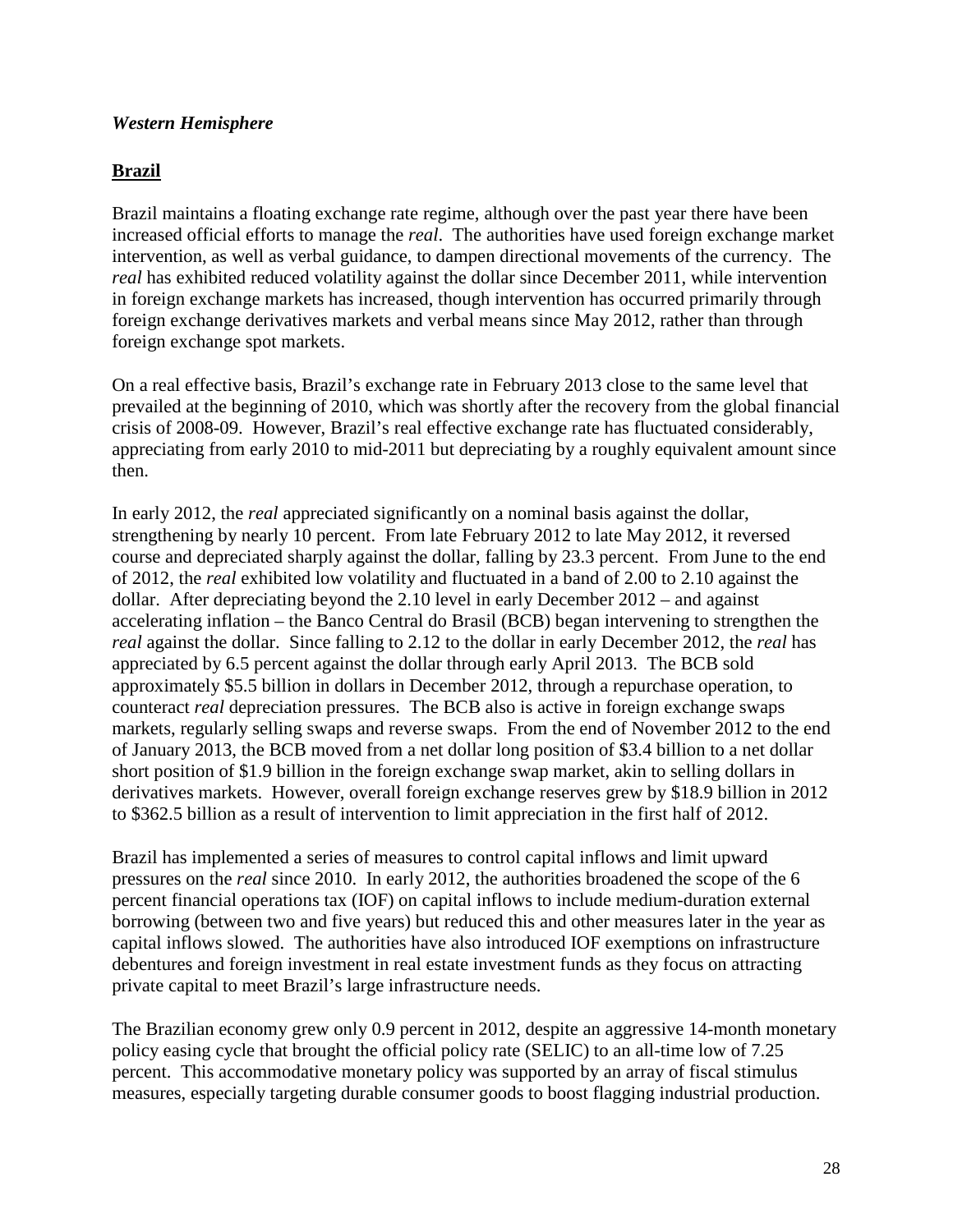***Western Hemisphere***

## **Brazil**

Brazil maintains a floating exchange rate regime, although over the past year there have been increased official efforts to manage the *real*. The authorities have used foreign exchange market intervention, as well as verbal guidance, to dampen directional movements of the currency. The *real* has exhibited reduced volatility against the dollar since December 2011, while intervention in foreign exchange markets has increased, though intervention has occurred primarily through foreign exchange derivatives markets and verbal means since May 2012, rather than through foreign exchange spot markets.

On a real effective basis, Brazil's exchange rate in February 2013 close to the same level that prevailed at the beginning of 2010, which was shortly after the recovery from the global financial crisis of 2008-09. However, Brazil's real effective exchange rate has fluctuated considerably, appreciating from early 2010 to mid-2011 but depreciating by a roughly equivalent amount since then.

In early 2012, the *real* appreciated significantly on a nominal basis against the dollar, strengthening by nearly 10 percent. From late February 2012 to late May 2012, it reversed course and depreciated sharply against the dollar, falling by 23.3 percent. From June to the end of 2012, the *real* exhibited low volatility and fluctuated in a band of 2.00 to 2.10 against the dollar. After depreciating beyond the 2.10 level in early December 2012 – and against accelerating inflation – the Banco Central do Brasil (BCB) began intervening to strengthen the *real* against the dollar. Since falling to 2.12 to the dollar in early December 2012, the *real* has appreciated by 6.5 percent against the dollar through early April 2013. The BCB sold approximately $5.5 billion in dollars in December 2012, through a repurchase operation, to counteract *real* depreciation pressures. The BCB also is active in foreign exchange swaps markets, regularly selling swaps and reverse swaps. From the end of November 2012 to the end of January 2013, the BCB moved from a net dollar long position of $3.4 billion to a net dollar short position of $1.9 billion in the foreign exchange swap market, akin to selling dollars in derivatives markets. However, overall foreign exchange reserves grew by $18.9 billion in 2012 to $362.5 billion as a result of intervention to limit appreciation in the first half of 2012.

Brazil has implemented a series of measures to control capital inflows and limit upward pressures on the *real* since 2010. In early 2012, the authorities broadened the scope of the 6 percent financial operations tax (IOF) on capital inflows to include medium-duration external borrowing (between two and five years) but reduced this and other measures later in the year as capital inflows slowed. The authorities have also introduced IOF exemptions on infrastructure debentures and foreign investment in real estate investment funds as they focus on attracting private capital to meet Brazil's large infrastructure needs.

The Brazilian economy grew only 0.9 percent in 2012, despite an aggressive 14-month monetary policy easing cycle that brought the official policy rate (SELIC) to an all-time low of 7.25 percent. This accommodative monetary policy was supported by an array of fiscal stimulus measures, especially targeting durable consumer goods to boost flagging industrial production.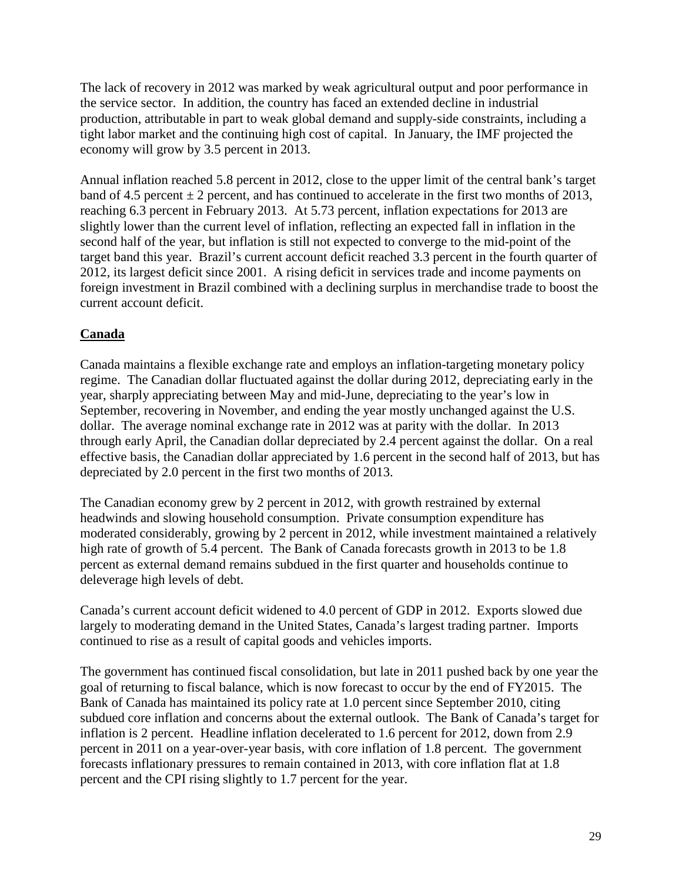The lack of recovery in 2012 was marked by weak agricultural output and poor performance in the service sector. In addition, the country has faced an extended decline in industrial production, attributable in part to weak global demand and supply-side constraints, including a tight labor market and the continuing high cost of capital. In January, the IMF projected the economy will grow by 3.5 percent in 2013.

Annual inflation reached 5.8 percent in 2012, close to the upper limit of the central bank's target band of 4.5 percent ± 2 percent, and has continued to accelerate in the first two months of 2013, reaching 6.3 percent in February 2013. At 5.73 percent, inflation expectations for 2013 are slightly lower than the current level of inflation, reflecting an expected fall in inflation in the second half of the year, but inflation is still not expected to converge to the mid-point of the target band this year. Brazil's current account deficit reached 3.3 percent in the fourth quarter of 2012, its largest deficit since 2001. A rising deficit in services trade and income payments on foreign investment in Brazil combined with a declining surplus in merchandise trade to boost the current account deficit.

## Canada

Canada maintains a flexible exchange rate and employs an inflation-targeting monetary policy regime. The Canadian dollar fluctuated against the dollar during 2012, depreciating early in the year, sharply appreciating between May and mid-June, depreciating to the year's low in September, recovering in November, and ending the year mostly unchanged against the U.S. dollar. The average nominal exchange rate in 2012 was at parity with the dollar. In 2013 through early April, the Canadian dollar depreciated by 2.4 percent against the dollar. On a real effective basis, the Canadian dollar appreciated by 1.6 percent in the second half of 2013, but has depreciated by 2.0 percent in the first two months of 2013.

The Canadian economy grew by 2 percent in 2012, with growth restrained by external headwinds and slowing household consumption. Private consumption expenditure has moderated considerably, growing by 2 percent in 2012, while investment maintained a relatively high rate of growth of 5.4 percent. The Bank of Canada forecasts growth in 2013 to be 1.8 percent as external demand remains subdued in the first quarter and households continue to deleverage high levels of debt.

Canada's current account deficit widened to 4.0 percent of GDP in 2012. Exports slowed due largely to moderating demand in the United States, Canada's largest trading partner. Imports continued to rise as a result of capital goods and vehicles imports.

The government has continued fiscal consolidation, but late in 2011 pushed back by one year the goal of returning to fiscal balance, which is now forecast to occur by the end of FY2015. The Bank of Canada has maintained its policy rate at 1.0 percent since September 2010, citing subdued core inflation and concerns about the external outlook. The Bank of Canada's target for inflation is 2 percent. Headline inflation decelerated to 1.6 percent for 2012, down from 2.9 percent in 2011 on a year-over-year basis, with core inflation of 1.8 percent. The government forecasts inflationary pressures to remain contained in 2013, with core inflation flat at 1.8 percent and the CPI rising slightly to 1.7 percent for the year.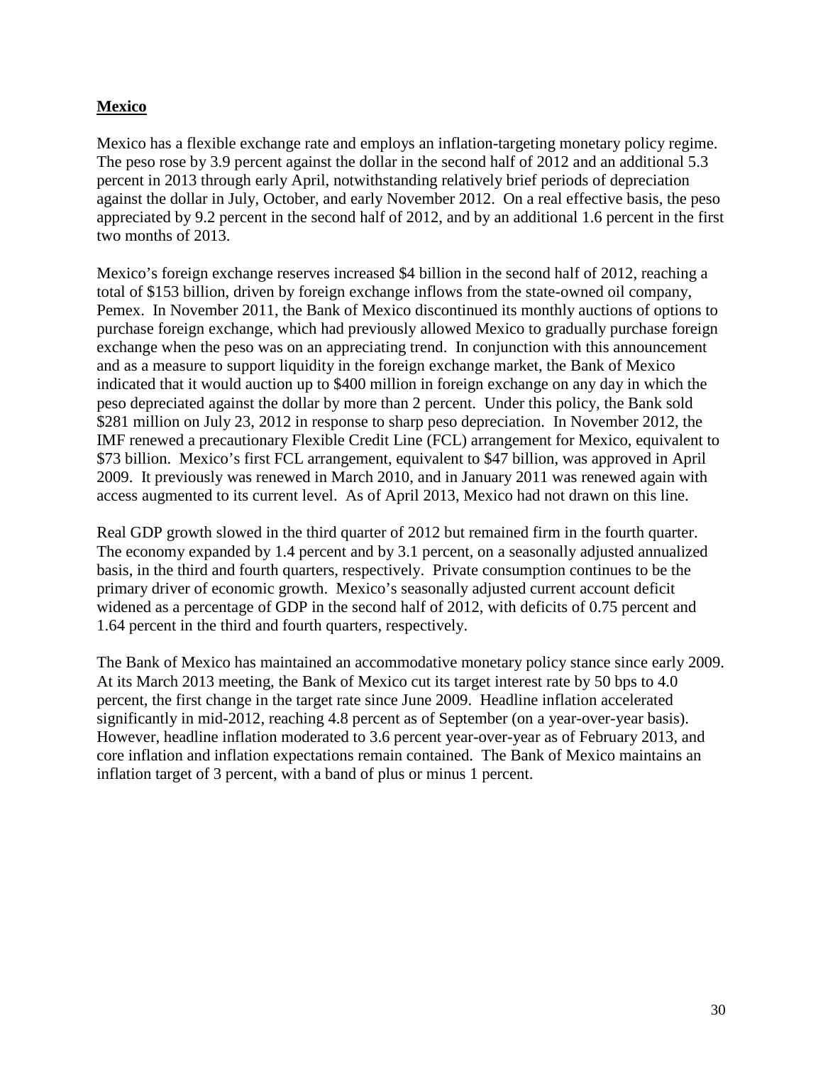## Mexico

Mexico has a flexible exchange rate and employs an inflation-targeting monetary policy regime. The peso rose by 3.9 percent against the dollar in the second half of 2012 and an additional 5.3 percent in 2013 through early April, notwithstanding relatively brief periods of depreciation against the dollar in July, October, and early November 2012. On a real effective basis, the peso appreciated by 9.2 percent in the second half of 2012, and by an additional 1.6 percent in the first two months of 2013.

Mexico's foreign exchange reserves increased $4 billion in the second half of 2012, reaching a total of $153 billion, driven by foreign exchange inflows from the state-owned oil company, Pemex. In November 2011, the Bank of Mexico discontinued its monthly auctions of options to purchase foreign exchange, which had previously allowed Mexico to gradually purchase foreign exchange when the peso was on an appreciating trend. In conjunction with this announcement and as a measure to support liquidity in the foreign exchange market, the Bank of Mexico indicated that it would auction up to $400 million in foreign exchange on any day in which the peso depreciated against the dollar by more than 2 percent. Under this policy, the Bank sold $281 million on July 23, 2012 in response to sharp peso depreciation. In November 2012, the IMF renewed a precautionary Flexible Credit Line (FCL) arrangement for Mexico, equivalent to $73 billion. Mexico's first FCL arrangement, equivalent to $47 billion, was approved in April 2009. It previously was renewed in March 2010, and in January 2011 was renewed again with access augmented to its current level. As of April 2013, Mexico had not drawn on this line.

Real GDP growth slowed in the third quarter of 2012 but remained firm in the fourth quarter. The economy expanded by 1.4 percent and by 3.1 percent, on a seasonally adjusted annualized basis, in the third and fourth quarters, respectively. Private consumption continues to be the primary driver of economic growth. Mexico's seasonally adjusted current account deficit widened as a percentage of GDP in the second half of 2012, with deficits of 0.75 percent and 1.64 percent in the third and fourth quarters, respectively.

The Bank of Mexico has maintained an accommodative monetary policy stance since early 2009. At its March 2013 meeting, the Bank of Mexico cut its target interest rate by 50 bps to 4.0 percent, the first change in the target rate since June 2009. Headline inflation accelerated significantly in mid-2012, reaching 4.8 percent as of September (on a year-over-year basis). However, headline inflation moderated to 3.6 percent year-over-year as of February 2013, and core inflation and inflation expectations remain contained. The Bank of Mexico maintains an inflation target of 3 percent, with a band of plus or minus 1 percent.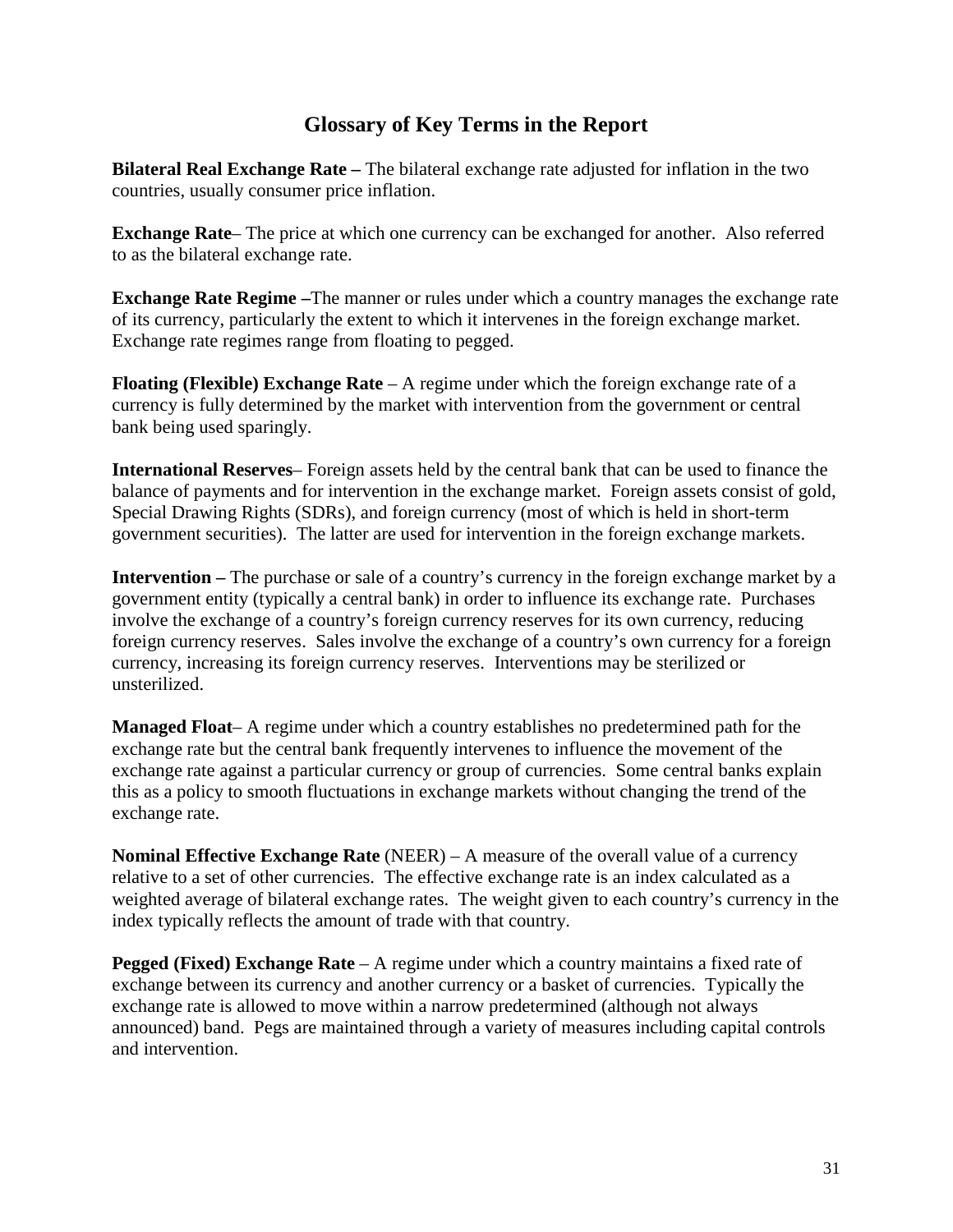## Glossary of Key Terms in the Report

**Bilateral Real Exchange Rate –** The bilateral exchange rate adjusted for inflation in the two countries, usually consumer price inflation.

**Exchange Rate**– The price at which one currency can be exchanged for another. Also referred to as the bilateral exchange rate.

**Exchange Rate Regime –**The manner or rules under which a country manages the exchange rate of its currency, particularly the extent to which it intervenes in the foreign exchange market. Exchange rate regimes range from floating to pegged.

**Floating (Flexible) Exchange Rate** – A regime under which the foreign exchange rate of a currency is fully determined by the market with intervention from the government or central bank being used sparingly.

**International Reserves**– Foreign assets held by the central bank that can be used to finance the balance of payments and for intervention in the exchange market. Foreign assets consist of gold, Special Drawing Rights (SDRs), and foreign currency (most of which is held in short-term government securities). The latter are used for intervention in the foreign exchange markets.

**Intervention –** The purchase or sale of a country's currency in the foreign exchange market by a government entity (typically a central bank) in order to influence its exchange rate. Purchases involve the exchange of a country's foreign currency reserves for its own currency, reducing foreign currency reserves. Sales involve the exchange of a country's own currency for a foreign currency, increasing its foreign currency reserves. Interventions may be sterilized or unsterilized.

**Managed Float**– A regime under which a country establishes no predetermined path for the exchange rate but the central bank frequently intervenes to influence the movement of the exchange rate against a particular currency or group of currencies. Some central banks explain this as a policy to smooth fluctuations in exchange markets without changing the trend of the exchange rate.

**Nominal Effective Exchange Rate** (NEER) – A measure of the overall value of a currency relative to a set of other currencies. The effective exchange rate is an index calculated as a weighted average of bilateral exchange rates. The weight given to each country's currency in the index typically reflects the amount of trade with that country.

**Pegged (Fixed) Exchange Rate** – A regime under which a country maintains a fixed rate of exchange between its currency and another currency or a basket of currencies. Typically the exchange rate is allowed to move within a narrow predetermined (although not always announced) band. Pegs are maintained through a variety of measures including capital controls and intervention.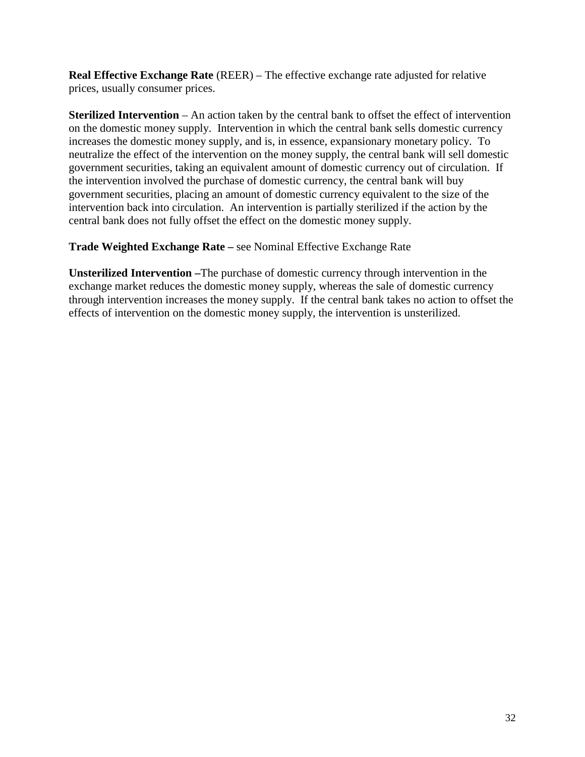**Real Effective Exchange Rate** (REER) – The effective exchange rate adjusted for relative prices, usually consumer prices.

**Sterilized Intervention** – An action taken by the central bank to offset the effect of intervention on the domestic money supply. Intervention in which the central bank sells domestic currency increases the domestic money supply, and is, in essence, expansionary monetary policy. To neutralize the effect of the intervention on the money supply, the central bank will sell domestic government securities, taking an equivalent amount of domestic currency out of circulation. If the intervention involved the purchase of domestic currency, the central bank will buy government securities, placing an amount of domestic currency equivalent to the size of the intervention back into circulation. An intervention is partially sterilized if the action by the central bank does not fully offset the effect on the domestic money supply.

**Trade Weighted Exchange Rate –** see Nominal Effective Exchange Rate

**Unsterilized Intervention –**The purchase of domestic currency through intervention in the exchange market reduces the domestic money supply, whereas the sale of domestic currency through intervention increases the money supply. If the central bank takes no action to offset the effects of intervention on the domestic money supply, the intervention is unsterilized.